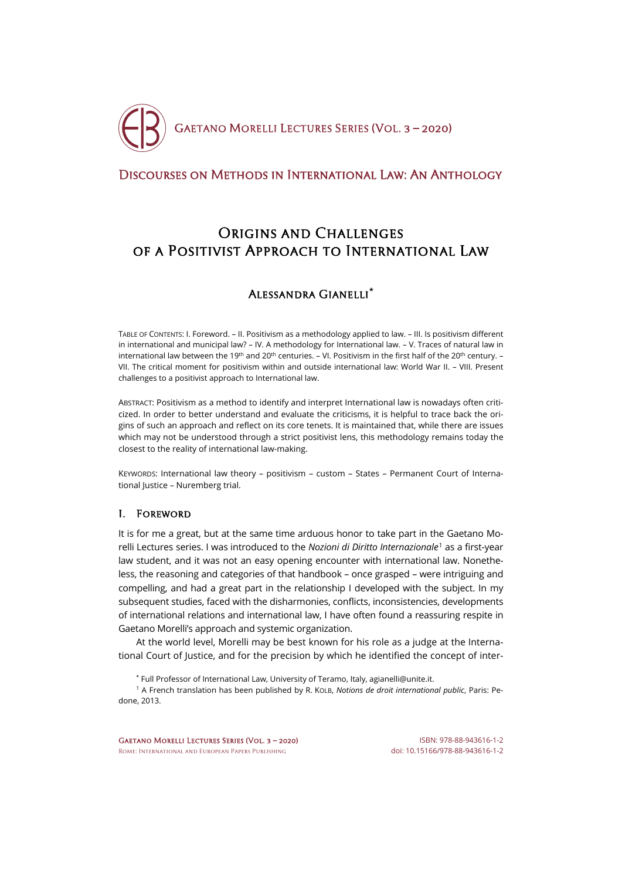Gaetano Morelli Lectures Series (Vol. 3 – 2020)

Discourses on Methods in International Law: An Anthology

# Origins and Challenges of a Positivist Approach to International Law

## Alessandra Gianelli[*]

Table of Contents: I. Foreword. – II. Positivism as a methodology applied to law. – III. Is positivism different in international and municipal law? – IV. A methodology for International law. – V. Traces of natural law in international law between the 19th and 20th centuries. – VI. Positivism in the first half of the 20th century. – VII. The critical moment for positivism within and outside international law: World War II. – VIII. Present challenges to a positivist approach to International law.

Abstract: Positivism as a method to identify and interpret International law is nowadays often criticized. In order to better understand and evaluate the criticisms, it is helpful to trace back the origins of such an approach and reflect on its core tenets. It is maintained that, while there are issues which may not be understood through a strict positivist lens, this methodology remains today the closest to the reality of international law-making.

Keywords: International law theory – positivism – custom – States – Permanent Court of International Justice – Nuremberg trial.

### I. Foreword

It is for me a great, but at the same time arduous honor to take part in the Gaetano Morelli Lectures series. I was introduced to the *Nozioni di Diritto Internazionale*[1] as a first-year law student, and it was not an easy opening encounter with international law. Nonetheless, the reasoning and categories of that handbook – once grasped – were intriguing and compelling, and had a great part in the relationship I developed with the subject. In my subsequent studies, faced with the disharmonies, conflicts, inconsistencies, developments of international relations and international law, I have often found a reassuring respite in Gaetano Morelli's approach and systemic organization.

At the world level, Morelli may be best known for his role as a judge at the International Court of Justice, and for the precision by which he identified the concept of inter-

[*] Full Professor of International Law, University of Teramo, Italy, agianelli@unite.it.

[1] A French translation has been published by R. Kolb, *Notions de droit international public*, Paris: Pedone, 2013.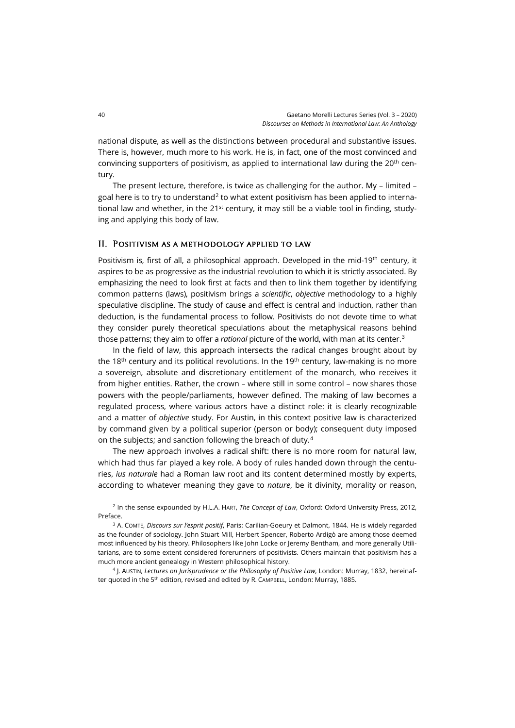national dispute, as well as the distinctions between procedural and substantive issues. There is, however, much more to his work. He is, in fact, one of the most convinced and convincing supporters of positivism, as applied to international law during the 20th century.

The present lecture, therefore, is twice as challenging for the author. My – limited – goal here is to try to understand[2] to what extent positivism has been applied to international law and whether, in the 21st century, it may still be a viable tool in finding, studying and applying this body of law.

## II. Positivism as a methodology applied to law

Positivism is, first of all, a philosophical approach. Developed in the mid-19th century, it aspires to be as progressive as the industrial revolution to which it is strictly associated. By emphasizing the need to look first at facts and then to link them together by identifying common patterns (laws), positivism brings a *scientific*, *objective* methodology to a highly speculative discipline. The study of cause and effect is central and induction, rather than deduction, is the fundamental process to follow. Positivists do not devote time to what they consider purely theoretical speculations about the metaphysical reasons behind those patterns; they aim to offer a *rational* picture of the world, with man at its center.[3]

In the field of law, this approach intersects the radical changes brought about by the 18th century and its political revolutions. In the 19th century, law-making is no more a sovereign, absolute and discretionary entitlement of the monarch, who receives it from higher entities. Rather, the crown – where still in some control – now shares those powers with the people/parliaments, however defined. The making of law becomes a regulated process, where various actors have a distinct role: it is clearly recognizable and a matter of *objective* study. For Austin, in this context positive law is characterized by command given by a political superior (person or body); consequent duty imposed on the subjects; and sanction following the breach of duty.[4]

The new approach involves a radical shift: there is no more room for natural law, which had thus far played a key role. A body of rules handed down through the centuries, *ius naturale* had a Roman law root and its content determined mostly by experts, according to whatever meaning they gave to *nature*, be it divinity, morality or reason,

---

[2] In the sense expounded by H.L.A. Hart, *The Concept of Law*, Oxford: Oxford University Press, 2012, Preface.

[3] A. Comte, *Discours sur l'esprit positif*, Paris: Carilian-Goeury et Dalmont, 1844. He is widely regarded as the founder of sociology. John Stuart Mill, Herbert Spencer, Roberto Ardigò are among those deemed most influenced by his theory. Philosophers like John Locke or Jeremy Bentham, and more generally Utilitarians, are to some extent considered forerunners of positivists. Others maintain that positivism has a much more ancient genealogy in Western philosophical history.

[4] J. Austin, *Lectures on Jurisprudence or the Philosophy of Positive Law*, London: Murray, 1832, hereinafter quoted in the 5th edition, revised and edited by R. Campbell, London: Murray, 1885.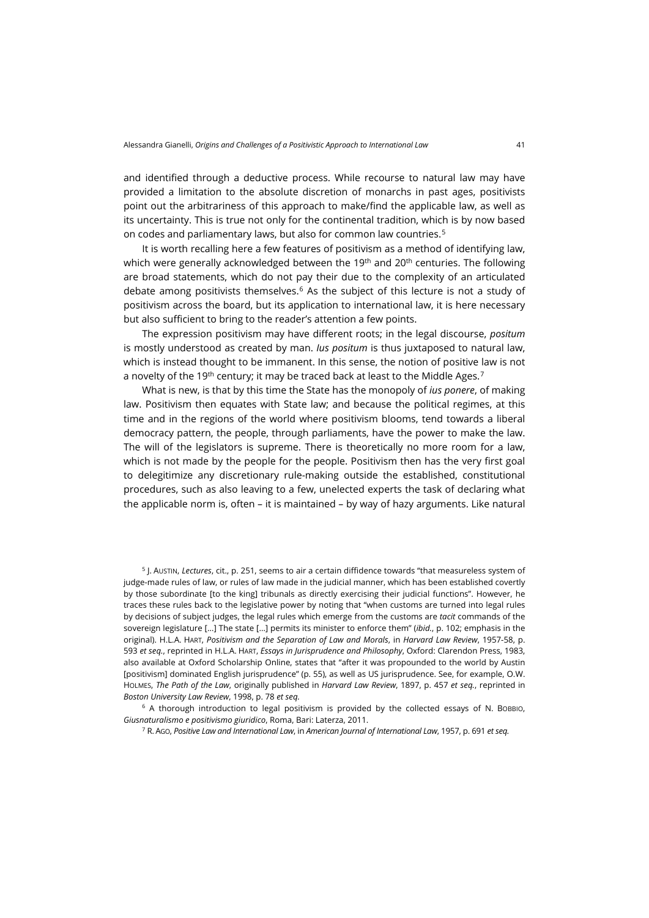and identified through a deductive process. While recourse to natural law may have provided a limitation to the absolute discretion of monarchs in past ages, positivists point out the arbitrariness of this approach to make/find the applicable law, as well as its uncertainty. This is true not only for the continental tradition, which is by now based on codes and parliamentary laws, but also for common law countries.[5]

It is worth recalling here a few features of positivism as a method of identifying law, which were generally acknowledged between the 19th and 20th centuries. The following are broad statements, which do not pay their due to the complexity of an articulated debate among positivists themselves.[6] As the subject of this lecture is not a study of positivism across the board, but its application to international law, it is here necessary but also sufficient to bring to the reader's attention a few points.

The expression positivism may have different roots; in the legal discourse, *positum* is mostly understood as created by man. *Ius positum* is thus juxtaposed to natural law, which is instead thought to be immanent. In this sense, the notion of positive law is not a novelty of the 19th century; it may be traced back at least to the Middle Ages.[7]

What is new, is that by this time the State has the monopoly of *ius ponere*, of making law. Positivism then equates with State law; and because the political regimes, at this time and in the regions of the world where positivism blooms, tend towards a liberal democracy pattern, the people, through parliaments, have the power to make the law. The will of the legislators is supreme. There is theoretically no more room for a law, which is not made by the people for the people. Positivism then has the very first goal to delegitimize any discretionary rule-making outside the established, constitutional procedures, such as also leaving to a few, unelected experts the task of declaring what the applicable norm is, often – it is maintained – by way of hazy arguments. Like natural

[5] J. Austin, *Lectures*, cit., p. 251, seems to air a certain diffidence towards "that measureless system of judge-made rules of law, or rules of law made in the judicial manner, which has been established covertly by those subordinate [to the king] tribunals as directly exercising their judicial functions". However, he traces these rules back to the legislative power by noting that "when customs are turned into legal rules by decisions of subject judges, the legal rules which emerge from the customs are *tacit* commands of the sovereign legislature […] The state […] permits its minister to enforce them" (*ibid.*, p. 102; emphasis in the original). H.L.A. Hart, *Positivism and the Separation of Law and Morals*, in *Harvard Law Review*, 1957-58, p. 593 *et seq.*, reprinted in H.L.A. Hart, *Essays in Jurisprudence and Philosophy*, Oxford: Clarendon Press, 1983, also available at Oxford Scholarship Online, states that "after it was propounded to the world by Austin [positivism] dominated English jurisprudence" (p. 55), as well as US jurisprudence. See, for example, O.W. Holmes, *The Path of the Law*, originally published in *Harvard Law Review*, 1897, p. 457 *et seq.*, reprinted in *Boston University Law Review*, 1998, p. 78 *et seq.*

[6] A thorough introduction to legal positivism is provided by the collected essays of N. Bobbio, *Giusnaturalismo e positivismo giuridico*, Roma, Bari: Laterza, 2011.

[7] R. Ago, *Positive Law and International Law*, in *American Journal of International Law*, 1957, p. 691 *et seq.*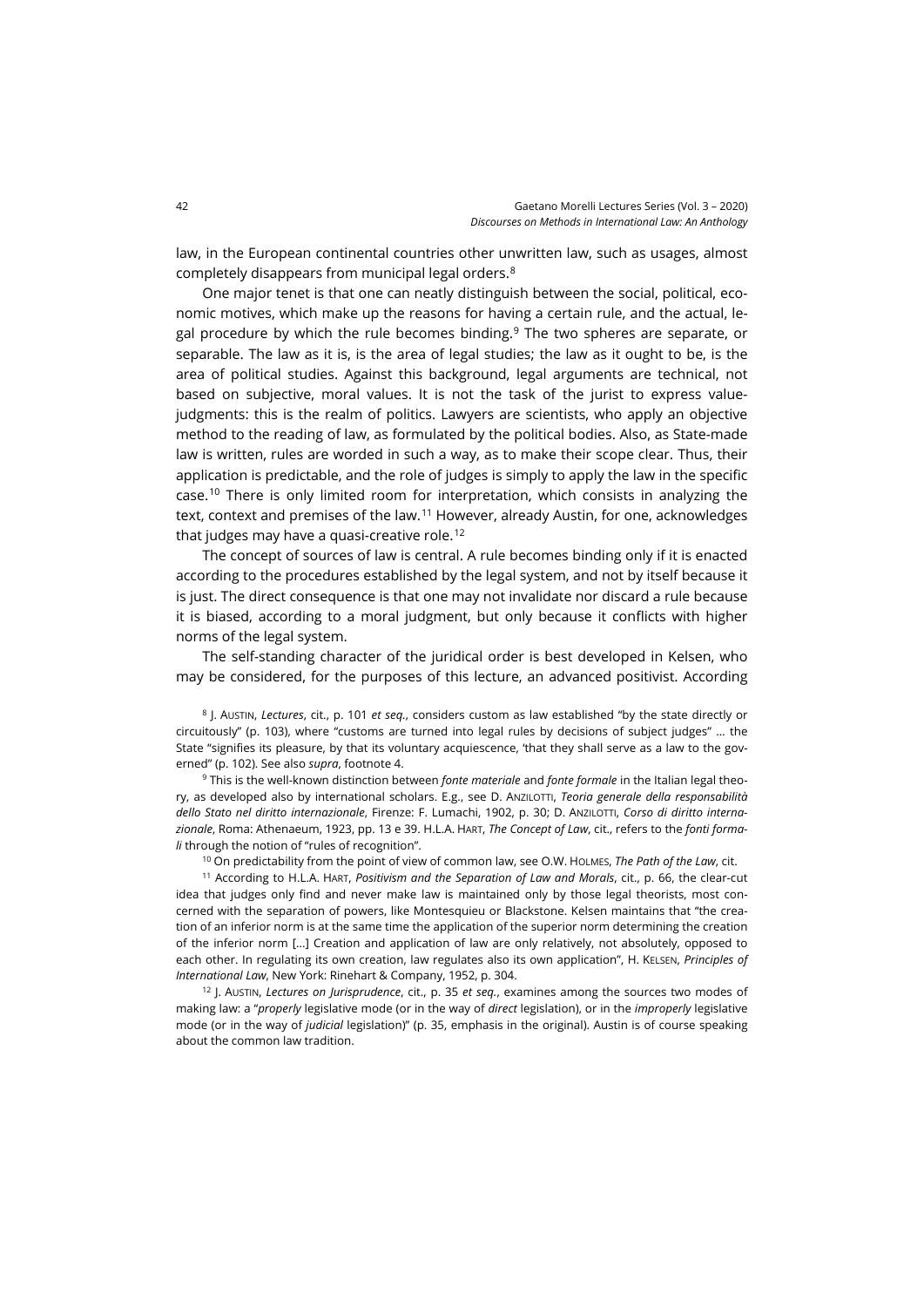law, in the European continental countries other unwritten law, such as usages, almost completely disappears from municipal legal orders.[8]

One major tenet is that one can neatly distinguish between the social, political, economic motives, which make up the reasons for having a certain rule, and the actual, legal procedure by which the rule becomes binding.[9] The two spheres are separate, or separable. The law as it is, is the area of legal studies; the law as it ought to be, is the area of political studies. Against this background, legal arguments are technical, not based on subjective, moral values. It is not the task of the jurist to express value-judgments: this is the realm of politics. Lawyers are scientists, who apply an objective method to the reading of law, as formulated by the political bodies. Also, as State-made law is written, rules are worded in such a way, as to make their scope clear. Thus, their application is predictable, and the role of judges is simply to apply the law in the specific case.[10] There is only limited room for interpretation, which consists in analyzing the text, context and premises of the law.[11] However, already Austin, for one, acknowledges that judges may have a quasi-creative role.[12]

The concept of sources of law is central. A rule becomes binding only if it is enacted according to the procedures established by the legal system, and not by itself because it is just. The direct consequence is that one may not invalidate nor discard a rule because it is biased, according to a moral judgment, but only because it conflicts with higher norms of the legal system.

The self-standing character of the juridical order is best developed in Kelsen, who may be considered, for the purposes of this lecture, an advanced positivist. According

[8] J. Austin, *Lectures*, cit., p. 101 *et seq.*, considers custom as law established "by the state directly or circuitously" (p. 103), where "customs are turned into legal rules by decisions of subject judges" … the State "signifies its pleasure, by that its voluntary acquiescence, 'that they shall serve as a law to the governed" (p. 102). See also *supra*, footnote 4.

[9] This is the well-known distinction between *fonte materiale* and *fonte formale* in the Italian legal theory, as developed also by international scholars. E.g., see D. Anzilotti, *Teoria generale della responsabilità dello Stato nel diritto internazionale*, Firenze: F. Lumachi, 1902, p. 30; D. Anzilotti, *Corso di diritto internazionale*, Roma: Athenaeum, 1923, pp. 13 e 39. H.L.A. Hart, *The Concept of Law*, cit., refers to the *fonti formali* through the notion of "rules of recognition".

[10] On predictability from the point of view of common law, see O.W. Holmes, *The Path of the Law*, cit.

[11] According to H.L.A. Hart, *Positivism and the Separation of Law and Morals*, cit., p. 66, the clear-cut idea that judges only find and never make law is maintained only by those legal theorists, most concerned with the separation of powers, like Montesquieu or Blackstone. Kelsen maintains that "the creation of an inferior norm is at the same time the application of the superior norm determining the creation of the inferior norm […] Creation and application of law are only relatively, not absolutely, opposed to each other. In regulating its own creation, law regulates also its own application", H. Kelsen, *Principles of International Law*, New York: Rinehart & Company, 1952, p. 304.

[12] J. Austin, *Lectures on Jurisprudence*, cit., p. 35 *et seq.*, examines among the sources two modes of making law: a "*properly* legislative mode (or in the way of *direct* legislation), or in the *improperly* legislative mode (or in the way of *judicial* legislation)" (p. 35, emphasis in the original). Austin is of course speaking about the common law tradition.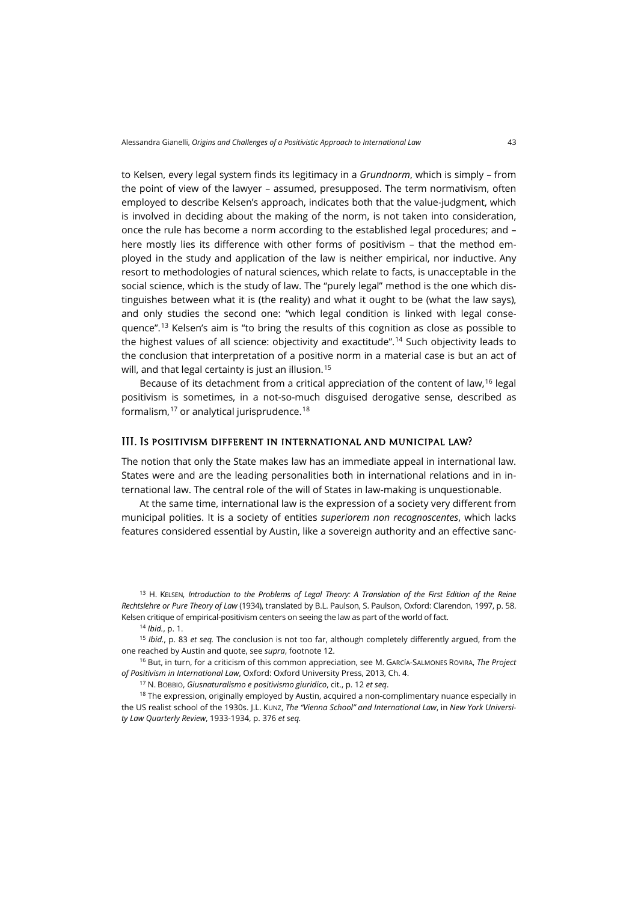to Kelsen, every legal system finds its legitimacy in a *Grundnorm*, which is simply – from the point of view of the lawyer – assumed, presupposed. The term normativism, often employed to describe Kelsen's approach, indicates both that the value-judgment, which is involved in deciding about the making of the norm, is not taken into consideration, once the rule has become a norm according to the established legal procedures; and – here mostly lies its difference with other forms of positivism – that the method employed in the study and application of the law is neither empirical, nor inductive. Any resort to methodologies of natural sciences, which relate to facts, is unacceptable in the social science, which is the study of law. The "purely legal" method is the one which distinguishes between what it is (the reality) and what it ought to be (what the law says), and only studies the second one: "which legal condition is linked with legal consequence".[13] Kelsen's aim is "to bring the results of this cognition as close as possible to the highest values of all science: objectivity and exactitude".[14] Such objectivity leads to the conclusion that interpretation of a positive norm in a material case is but an act of will, and that legal certainty is just an illusion.[15]

Because of its detachment from a critical appreciation of the content of law,[16] legal positivism is sometimes, in a not-so-much disguised derogative sense, described as formalism,[17] or analytical jurisprudence.[18]

## III. Is positivism different in international and municipal law?

The notion that only the State makes law has an immediate appeal in international law. States were and are the leading personalities both in international relations and in international law. The central role of the will of States in law-making is unquestionable.

At the same time, international law is the expression of a society very different from municipal polities. It is a society of entities *superiorem non recognoscentes*, which lacks features considered essential by Austin, like a sovereign authority and an effective sanc-

---

[13] H. Kelsen, *Introduction to the Problems of Legal Theory: A Translation of the First Edition of the Reine Rechtslehre or Pure Theory of Law* (1934), translated by B.L. Paulson, S. Paulson, Oxford: Clarendon, 1997, p. 58. Kelsen critique of empirical-positivism centers on seeing the law as part of the world of fact.

[14] *Ibid.*, p. 1.

[15] *Ibid.*, p. 83 *et seq.* The conclusion is not too far, although completely differently argued, from the one reached by Austin and quote, see *supra*, footnote 12.

[16] But, in turn, for a criticism of this common appreciation, see M. García-Salmones Rovira, *The Project of Positivism in International Law*, Oxford: Oxford University Press, 2013, Ch. 4.

[17] N. Bobbio, *Giusnaturalismo e positivismo giuridico*, cit., p. 12 *et seq*.

[18] The expression, originally employed by Austin, acquired a non-complimentary nuance especially in the US realist school of the 1930s. J.L. Kunz, *The "Vienna School" and International Law*, in *New York University Law Quarterly Review*, 1933-1934, p. 376 *et seq.*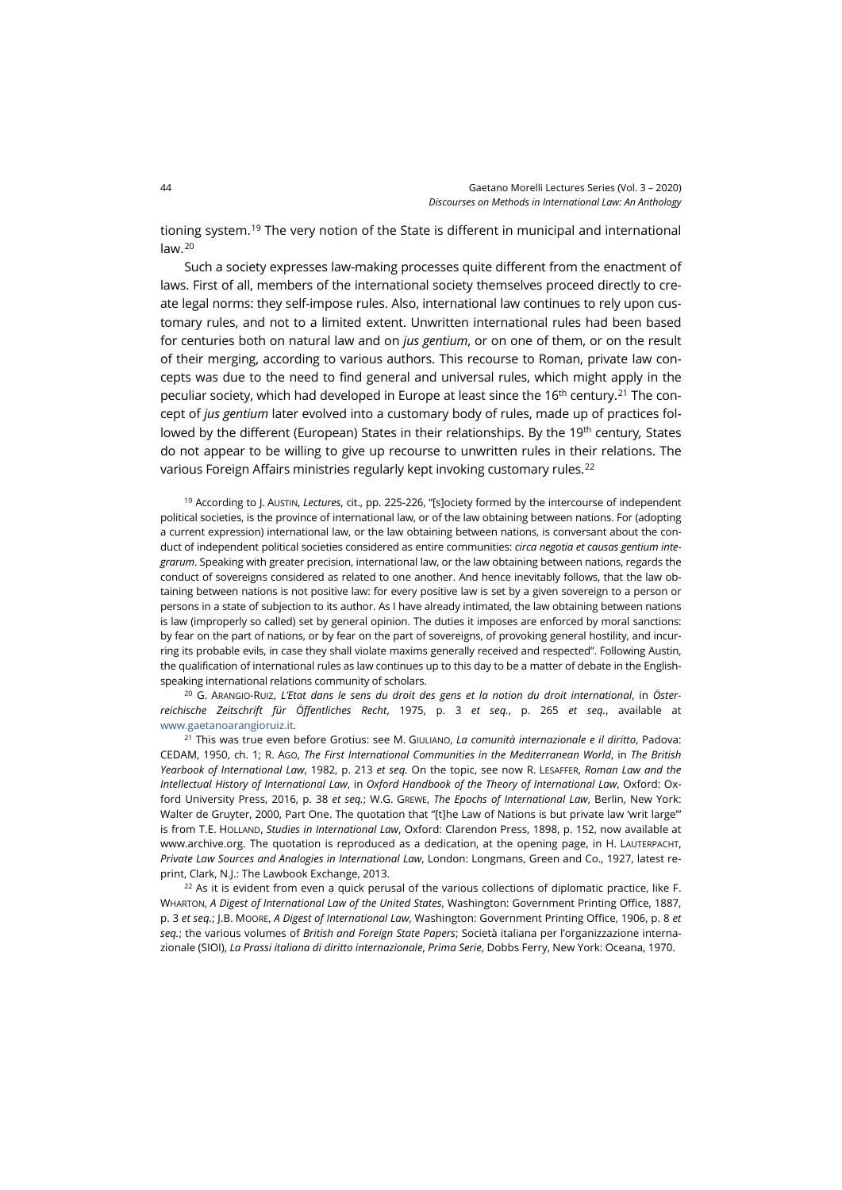tioning system.[19] The very notion of the State is different in municipal and international law.[20]

Such a society expresses law-making processes quite different from the enactment of laws. First of all, members of the international society themselves proceed directly to create legal norms: they self-impose rules. Also, international law continues to rely upon customary rules, and not to a limited extent. Unwritten international rules had been based for centuries both on natural law and on *jus gentium*, or on one of them, or on the result of their merging, according to various authors. This recourse to Roman, private law concepts was due to the need to find general and universal rules, which might apply in the peculiar society, which had developed in Europe at least since the 16th century.[21] The concept of *jus gentium* later evolved into a customary body of rules, made up of practices followed by the different (European) States in their relationships. By the 19th century, States do not appear to be willing to give up recourse to unwritten rules in their relations. The various Foreign Affairs ministries regularly kept invoking customary rules.[22]

[19] According to J. Austin, *Lectures*, cit., pp. 225-226, "[s]ociety formed by the intercourse of independent political societies, is the province of international law, or of the law obtaining between nations. For (adopting a current expression) international law, or the law obtaining between nations, is conversant about the conduct of independent political societies considered as entire communities: *circa negotia et causas gentium integrarum*. Speaking with greater precision, international law, or the law obtaining between nations, regards the conduct of sovereigns considered as related to one another. And hence inevitably follows, that the law obtaining between nations is not positive law: for every positive law is set by a given sovereign to a person or persons in a state of subjection to its author. As I have already intimated, the law obtaining between nations is law (improperly so called) set by general opinion. The duties it imposes are enforced by moral sanctions: by fear on the part of nations, or by fear on the part of sovereigns, of provoking general hostility, and incurring its probable evils, in case they shall violate maxims generally received and respected". Following Austin, the qualification of international rules as law continues up to this day to be a matter of debate in the English-speaking international relations community of scholars.

[20] G. Arangio-Ruiz, *L'Etat dans le sens du droit des gens et la notion du droit international*, in *Österreichische Zeitschrift für Öffentliches Recht*, 1975, p. 3 *et seq.*, p. 265 *et seq.*, available at www.gaetanoarangioruiz.it.

[21] This was true even before Grotius: see M. Giuliano, *La comunità internazionale e il diritto*, Padova: CEDAM, 1950, ch. 1; R. Ago, *The First International Communities in the Mediterranean World*, in *The British Yearbook of International Law*, 1982, p. 213 *et seq.* On the topic, see now R. Lesaffer, *Roman Law and the Intellectual History of International Law*, in *Oxford Handbook of the Theory of International Law*, Oxford: Oxford University Press, 2016, p. 38 *et seq.*; W.G. Grewe, *The Epochs of International Law*, Berlin, New York: Walter de Gruyter, 2000, Part One. The quotation that "[t]he Law of Nations is but private law 'writ large'" is from T.E. Holland, *Studies in International Law*, Oxford: Clarendon Press, 1898, p. 152, now available at www.archive.org. The quotation is reproduced as a dedication, at the opening page, in H. Lauterpacht, *Private Law Sources and Analogies in International Law*, London: Longmans, Green and Co., 1927, latest reprint, Clark, N.J.: The Lawbook Exchange, 2013.

[22] As it is evident from even a quick perusal of the various collections of diplomatic practice, like F. Wharton, *A Digest of International Law of the United States*, Washington: Government Printing Office, 1887, p. 3 *et seq.*; J.B. Moore, *A Digest of International Law*, Washington: Government Printing Office, 1906, p. 8 *et seq.*; the various volumes of *British and Foreign State Papers*; Società italiana per l'organizzazione internazionale (SIOI), *La Prassi italiana di diritto internazionale*, *Prima Serie*, Dobbs Ferry, New York: Oceana, 1970.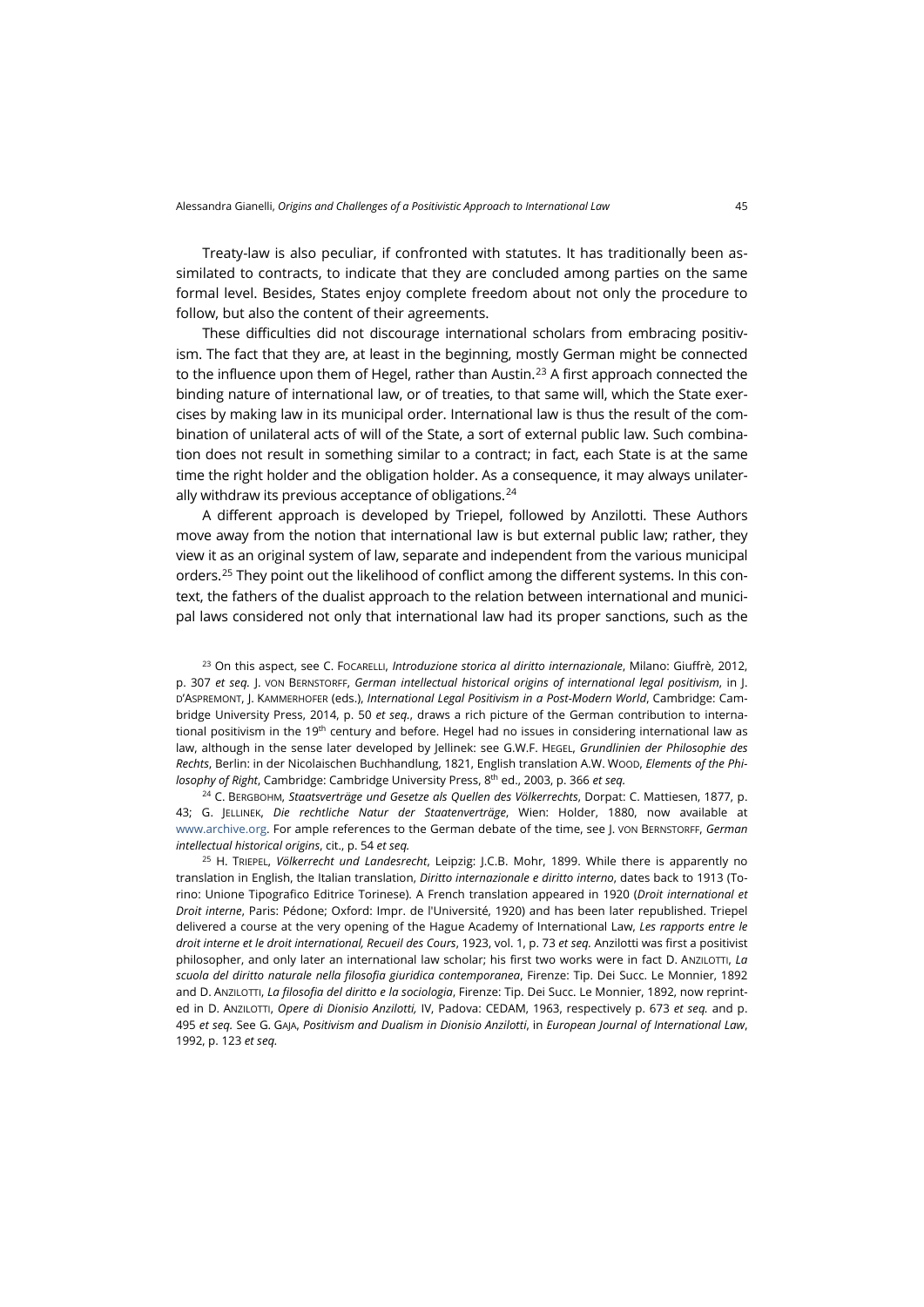Treaty-law is also peculiar, if confronted with statutes. It has traditionally been assimilated to contracts, to indicate that they are concluded among parties on the same formal level. Besides, States enjoy complete freedom about not only the procedure to follow, but also the content of their agreements.

These difficulties did not discourage international scholars from embracing positivism. The fact that they are, at least in the beginning, mostly German might be connected to the influence upon them of Hegel, rather than Austin.[23] A first approach connected the binding nature of international law, or of treaties, to that same will, which the State exercises by making law in its municipal order. International law is thus the result of the combination of unilateral acts of will of the State, a sort of external public law. Such combination does not result in something similar to a contract; in fact, each State is at the same time the right holder and the obligation holder. As a consequence, it may always unilaterally withdraw its previous acceptance of obligations.[24]

A different approach is developed by Triepel, followed by Anzilotti. These Authors move away from the notion that international law is but external public law; rather, they view it as an original system of law, separate and independent from the various municipal orders.[25] They point out the likelihood of conflict among the different systems. In this context, the fathers of the dualist approach to the relation between international and municipal laws considered not only that international law had its proper sanctions, such as the

[23] On this aspect, see C. Focarelli, *Introduzione storica al diritto internazionale*, Milano: Giuffrè, 2012, p. 307 *et seq.* J. von Bernstorff, *German intellectual historical origins of international legal positivism*, in J. d'Aspremont, J. Kammerhofer (eds.), *International Legal Positivism in a Post-Modern World*, Cambridge: Cambridge University Press, 2014, p. 50 *et seq.*, draws a rich picture of the German contribution to international positivism in the 19th century and before. Hegel had no issues in considering international law as law, although in the sense later developed by Jellinek: see G.W.F. Hegel, *Grundlinien der Philosophie des Rechts*, Berlin: in der Nicolaischen Buchhandlung, 1821, English translation A.W. Wood, *Elements of the Philosophy of Right*, Cambridge: Cambridge University Press, 8th ed., 2003, p. 366 *et seq.*

[24] C. Bergbohm, *Staatsverträge und Gesetze als Quellen des Völkerrechts*, Dorpat: C. Mattiesen, 1877, p. 43; G. Jellinek, *Die rechtliche Natur der Staatenverträge*, Wien: Holder, 1880, now available at www.archive.org. For ample references to the German debate of the time, see J. von Bernstorff, *German intellectual historical origins*, cit., p. 54 *et seq.*

[25] H. Triepel, *Völkerrecht und Landesrecht*, Leipzig: J.C.B. Mohr, 1899. While there is apparently no translation in English, the Italian translation, *Diritto internazionale e diritto interno*, dates back to 1913 (Torino: Unione Tipografico Editrice Torinese). A French translation appeared in 1920 (*Droit international et Droit interne*, Paris: Pédone; Oxford: Impr. de l'Université, 1920) and has been later republished. Triepel delivered a course at the very opening of the Hague Academy of International Law, *Les rapports entre le droit interne et le droit international, Recueil des Cours*, 1923, vol. 1, p. 73 *et seq.* Anzilotti was first a positivist philosopher, and only later an international law scholar; his first two works were in fact D. Anzilotti, *La scuola del diritto naturale nella filosofia giuridica contemporanea*, Firenze: Tip. Dei Succ. Le Monnier, 1892 and D. Anzilotti, *La filosofia del diritto e la sociologia*, Firenze: Tip. Dei Succ. Le Monnier, 1892, now reprinted in D. Anzilotti, *Opere di Dionisio Anzilotti*, IV, Padova: CEDAM, 1963, respectively p. 673 *et seq.* and p. 495 *et seq.* See G. Gaja, *Positivism and Dualism in Dionisio Anzilotti*, in *European Journal of International Law*, 1992, p. 123 *et seq.*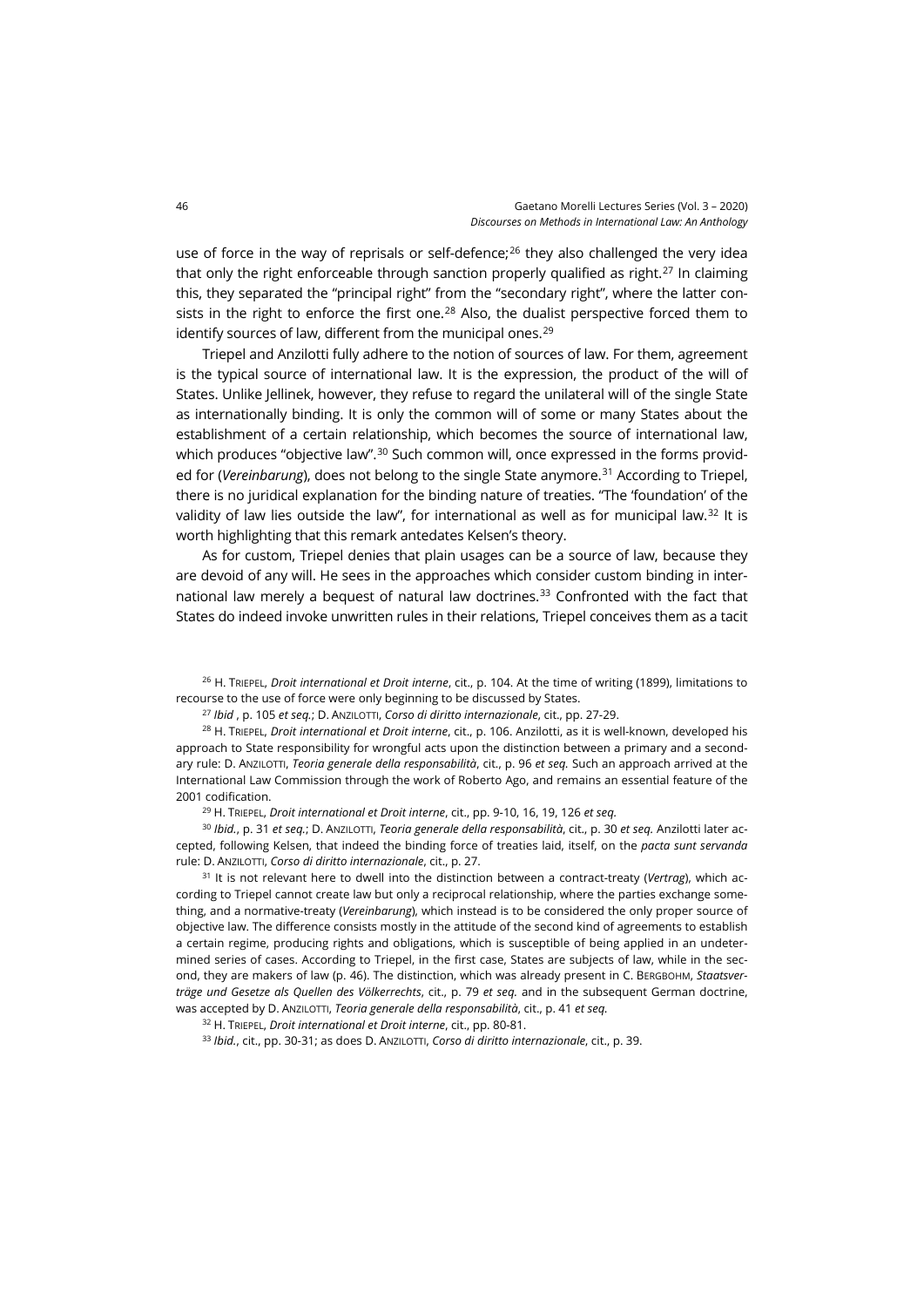use of force in the way of reprisals or self-defence;[26] they also challenged the very idea that only the right enforceable through sanction properly qualified as right.[27] In claiming this, they separated the "principal right" from the "secondary right", where the latter consists in the right to enforce the first one.[28] Also, the dualist perspective forced them to identify sources of law, different from the municipal ones.[29]

Triepel and Anzilotti fully adhere to the notion of sources of law. For them, agreement is the typical source of international law. It is the expression, the product of the will of States. Unlike Jellinek, however, they refuse to regard the unilateral will of the single State as internationally binding. It is only the common will of some or many States about the establishment of a certain relationship, which becomes the source of international law, which produces "objective law".[30] Such common will, once expressed in the forms provided for (*Vereinbarung*), does not belong to the single State anymore.[31] According to Triepel, there is no juridical explanation for the binding nature of treaties. "The 'foundation' of the validity of law lies outside the law", for international as well as for municipal law.[32] It is worth highlighting that this remark antedates Kelsen's theory.

As for custom, Triepel denies that plain usages can be a source of law, because they are devoid of any will. He sees in the approaches which consider custom binding in international law merely a bequest of natural law doctrines.[33] Confronted with the fact that States do indeed invoke unwritten rules in their relations, Triepel conceives them as a tacit

---

[26] H. Triepel, *Droit international et Droit interne*, cit., p. 104. At the time of writing (1899), limitations to recourse to the use of force were only beginning to be discussed by States.

[27] *Ibid* , p. 105 *et seq.*; D. Anzilotti, *Corso di diritto internazionale*, cit., pp. 27-29.

[28] H. Triepel, *Droit international et Droit interne*, cit., p. 106. Anzilotti, as it is well-known, developed his approach to State responsibility for wrongful acts upon the distinction between a primary and a secondary rule: D. Anzilotti, *Teoria generale della responsabilità*, cit., p. 96 *et seq.* Such an approach arrived at the International Law Commission through the work of Roberto Ago, and remains an essential feature of the 2001 codification.

[29] H. Triepel, *Droit international et Droit interne*, cit., pp. 9-10, 16, 19, 126 *et seq.*

[30] *Ibid.*, p. 31 *et seq.*; D. Anzilotti, *Teoria generale della responsabilità*, cit., p. 30 *et seq.* Anzilotti later accepted, following Kelsen, that indeed the binding force of treaties laid, itself, on the *pacta sunt servanda* rule: D. Anzilotti, *Corso di diritto internazionale*, cit., p. 27.

[31] It is not relevant here to dwell into the distinction between a contract-treaty (*Vertrag*), which according to Triepel cannot create law but only a reciprocal relationship, where the parties exchange something, and a normative-treaty (*Vereinbarung*), which instead is to be considered the only proper source of objective law. The difference consists mostly in the attitude of the second kind of agreements to establish a certain regime, producing rights and obligations, which is susceptible of being applied in an undetermined series of cases. According to Triepel, in the first case, States are subjects of law, while in the second, they are makers of law (p. 46). The distinction, which was already present in C. Bergbohm, *Staatsverträge und Gesetze als Quellen des Völkerrechts*, cit., p. 79 *et seq.* and in the subsequent German doctrine, was accepted by D. Anzilotti, *Teoria generale della responsabilità*, cit., p. 41 *et seq.*

[32] H. Triepel, *Droit international et Droit interne*, cit., pp. 80-81.

[33] *Ibid.*, cit., pp. 30-31; as does D. Anzilotti, *Corso di diritto internazionale*, cit., p. 39.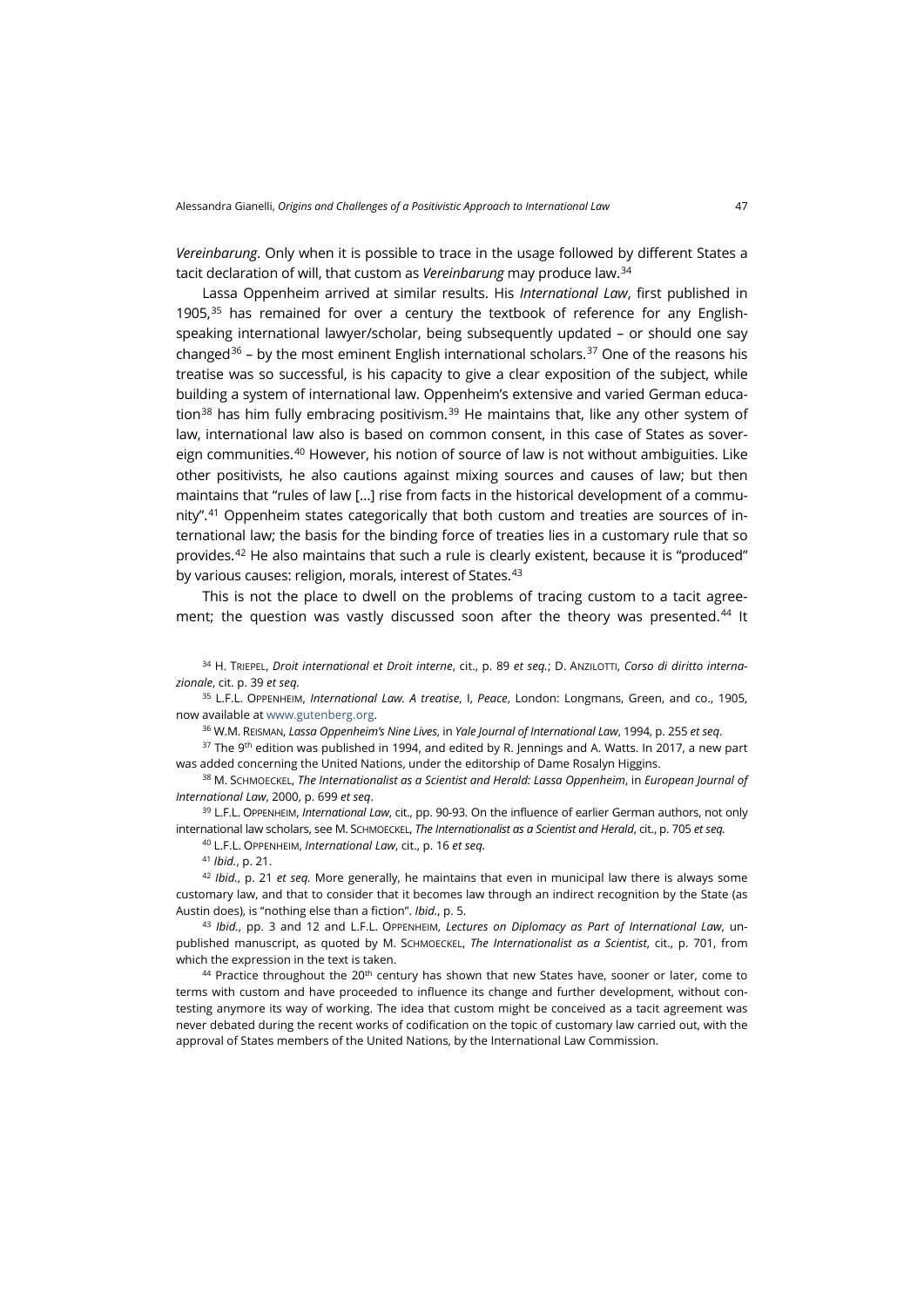*Vereinbarung*. Only when it is possible to trace in the usage followed by different States a tacit declaration of will, that custom as *Vereinbarung* may produce law.[34]

Lassa Oppenheim arrived at similar results. His *International Law*, first published in 1905,[35] has remained for over a century the textbook of reference for any English-speaking international lawyer/scholar, being subsequently updated – or should one say changed[36] – by the most eminent English international scholars.[37] One of the reasons his treatise was so successful, is his capacity to give a clear exposition of the subject, while building a system of international law. Oppenheim's extensive and varied German education[38] has him fully embracing positivism.[39] He maintains that, like any other system of law, international law also is based on common consent, in this case of States as sovereign communities.[40] However, his notion of source of law is not without ambiguities. Like other positivists, he also cautions against mixing sources and causes of law; but then maintains that "rules of law […] rise from facts in the historical development of a community".[41] Oppenheim states categorically that both custom and treaties are sources of international law; the basis for the binding force of treaties lies in a customary rule that so provides.[42] He also maintains that such a rule is clearly existent, because it is "produced" by various causes: religion, morals, interest of States.[43]

This is not the place to dwell on the problems of tracing custom to a tacit agreement; the question was vastly discussed soon after the theory was presented.[44] It

---

[34] H. Triepel, *Droit international et Droit interne*, cit., p. 89 *et seq.*; D. Anzilotti, *Corso di diritto internazionale*, cit. p. 39 *et seq.*

[35] L.F.L. Oppenheim, *International Law. A treatise*, I, *Peace*, London: Longmans, Green, and co., 1905, now available at www.gutenberg.org.

[36] W.M. Reisman, *Lassa Oppenheim's Nine Lives*, in *Yale Journal of International Law*, 1994, p. 255 *et seq*.

[37] The 9th edition was published in 1994, and edited by R. Jennings and A. Watts. In 2017, a new part was added concerning the United Nations, under the editorship of Dame Rosalyn Higgins.

[38] M. Schmoeckel, *The Internationalist as a Scientist and Herald: Lassa Oppenheim*, in *European Journal of International Law*, 2000, p. 699 *et seq*.

[39] L.F.L. Oppenheim, *International Law*, cit., pp. 90-93. On the influence of earlier German authors, not only international law scholars, see M. Schmoeckel, *The Internationalist as a Scientist and Herald*, cit., p. 705 *et seq.*

[40] L.F.L. Oppenheim, *International Law*, cit., p. 16 *et seq.*

[41] *Ibid.*, p. 21.

[42] *Ibid.*, p. 21 *et seq.* More generally, he maintains that even in municipal law there is always some customary law, and that to consider that it becomes law through an indirect recognition by the State (as Austin does), is "nothing else than a fiction". *Ibid.*, p. 5.

[43] *Ibid.*, pp. 3 and 12 and L.F.L. Oppenheim, *Lectures on Diplomacy as Part of International Law*, unpublished manuscript, as quoted by M. Schmoeckel, *The Internationalist as a Scientist*, cit., p. 701, from which the expression in the text is taken.

[44] Practice throughout the 20th century has shown that new States have, sooner or later, come to terms with custom and have proceeded to influence its change and further development, without contesting anymore its way of working. The idea that custom might be conceived as a tacit agreement was never debated during the recent works of codification on the topic of customary law carried out, with the approval of States members of the United Nations, by the International Law Commission.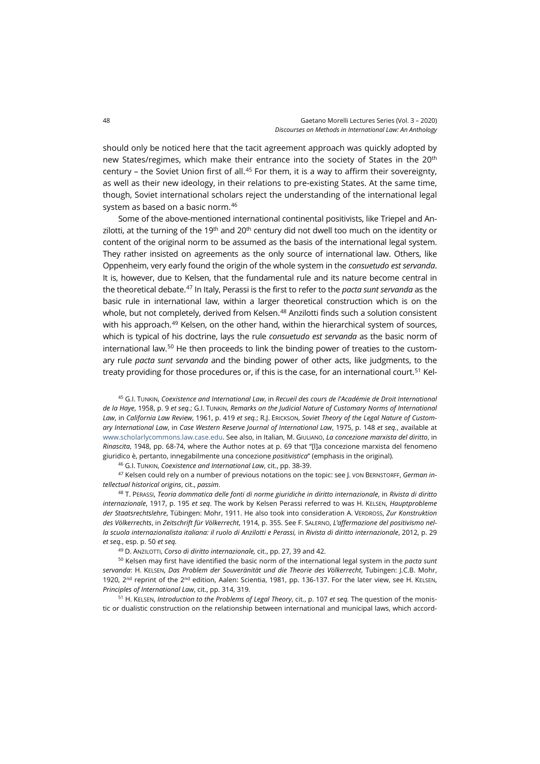should only be noticed here that the tacit agreement approach was quickly adopted by new States/regimes, which make their entrance into the society of States in the 20th century – the Soviet Union first of all.[45] For them, it is a way to affirm their sovereignty, as well as their new ideology, in their relations to pre-existing States. At the same time, though, Soviet international scholars reject the understanding of the international legal system as based on a basic norm.[46]

Some of the above-mentioned international continental positivists, like Triepel and Anzilotti, at the turning of the 19th and 20th century did not dwell too much on the identity or content of the original norm to be assumed as the basis of the international legal system. They rather insisted on agreements as the only source of international law. Others, like Oppenheim, very early found the origin of the whole system in the *consuetudo est servanda*. It is, however, due to Kelsen, that the fundamental rule and its nature become central in the theoretical debate.[47] In Italy, Perassi is the first to refer to the *pacta sunt servanda* as the basic rule in international law, within a larger theoretical construction which is on the whole, but not completely, derived from Kelsen.[48] Anzilotti finds such a solution consistent with his approach.[49] Kelsen, on the other hand, within the hierarchical system of sources, which is typical of his doctrine, lays the rule *consuetudo est servanda* as the basic norm of international law.[50] He then proceeds to link the binding power of treaties to the customary rule *pacta sunt servanda* and the binding power of other acts, like judgments, to the treaty providing for those procedures or, if this is the case, for an international court.[51] Kel-

[45] G.I. Tunkin, *Coexistence and International Law*, in *Recueil des cours de l'Académie de Droit International de la Haye*, 1958, p. 9 *et seq.*; G.I. Tunkin, *Remarks on the Judicial Nature of Customary Norms of International Law*, in *California Law Review*, 1961, p. 419 *et seq.*; R.J. Erickson, *Soviet Theory of the Legal Nature of Customary International Law*, in *Case Western Reserve Journal of International Law*, 1975, p. 148 *et seq.*, available at www.scholarlycommons.law.case.edu. See also, in Italian, M. Giuliano, *La concezione marxista del diritto*, in *Rinascita*, 1948, pp. 68-74, where the Author notes at p. 69 that "[l]a concezione marxista del fenomeno giuridico è, pertanto, innegabilmente una concezione *positivistica*" (emphasis in the original).

[46] G.I. Tunkin, *Coexistence and International Law*, cit., pp. 38-39.

[47] Kelsen could rely on a number of previous notations on the topic: see J. von Bernstorff, *German intellectual historical origins*, cit., *passim*.

[48] T. Perassi, *Teoria dommatica delle fonti di norme giuridiche in diritto internazionale*, in *Rivista di diritto internazionale*, 1917, p. 195 *et seq*. The work by Kelsen Perassi referred to was H. Kelsen, *Hauptprobleme der Staatsrechtslehre*, Tübingen: Mohr, 1911. He also took into consideration A. Verdross, *Zur Konstruktion des Völkerrechts*, in *Zeitschrift für Völkerrecht*, 1914, p. 355. See F. Salerno, *L'affermazione del positivismo nella scuola internazionalista italiana: il ruolo di Anzilotti e Perassi,* in *Rivista di diritto internazionale*, 2012, p. 29 *et seq.*, esp. p. 50 *et seq.*

[49] D. Anzilotti, *Corso di diritto internazionale,* cit., pp. 27, 39 and 42.

[50] Kelsen may first have identified the basic norm of the international legal system in the *pacta sunt servanda*: H. Kelsen, *Das Problem der Souveränität und die Theorie des Völkerrecht*, Tubingen: J.C.B. Mohr, 1920, 2nd reprint of the 2nd edition, Aalen: Scientia, 1981, pp. 136-137. For the later view, see H. Kelsen, *Principles of International Law*, cit., pp. 314, 319.

[51] H. Kelsen, *Introduction to the Problems of Legal Theory*, cit., p. 107 *et seq.* The question of the monistic or dualistic construction on the relationship between international and municipal laws, which accord-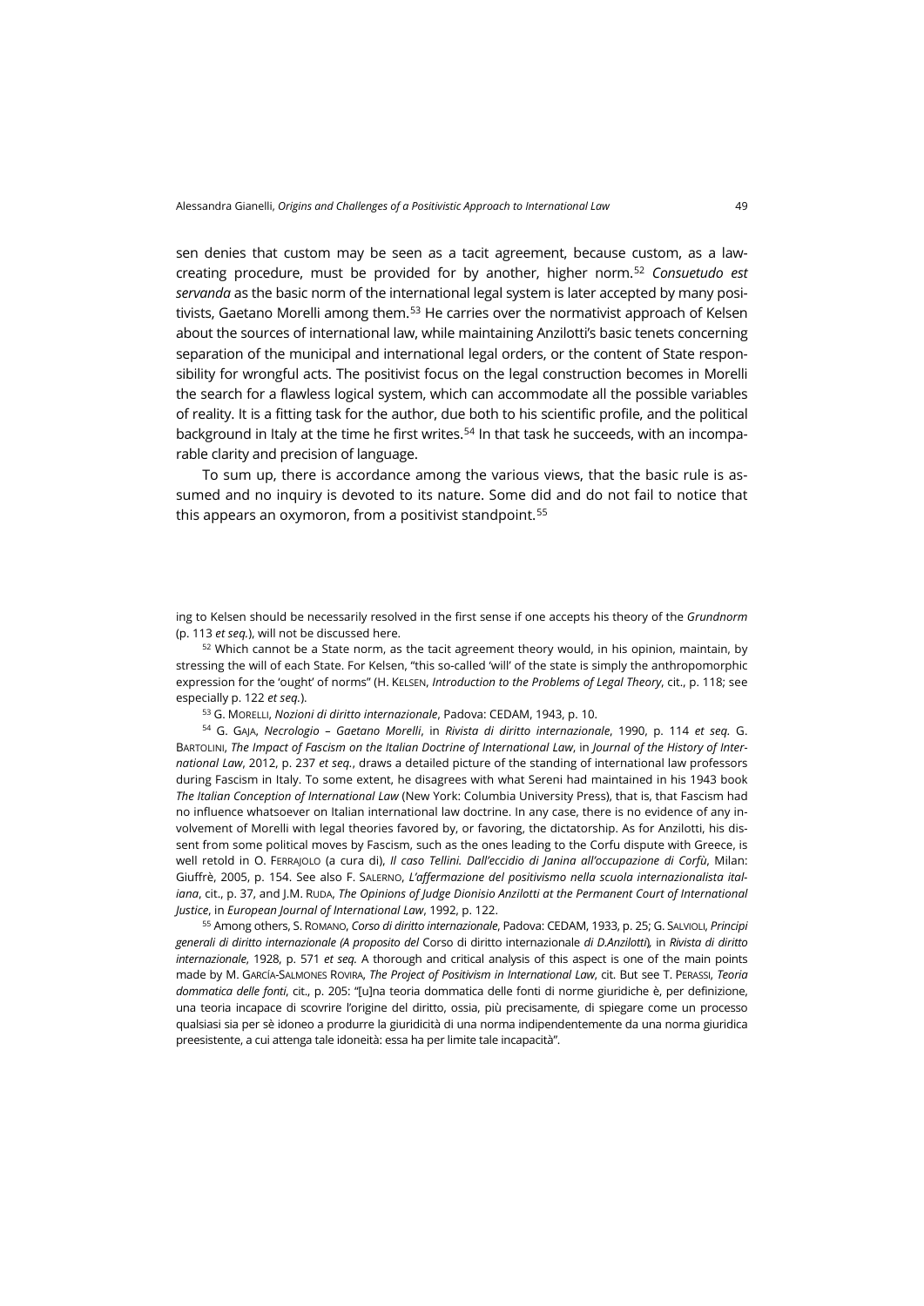sen denies that custom may be seen as a tacit agreement, because custom, as a law-creating procedure, must be provided for by another, higher norm.[52] *Consuetudo est servanda* as the basic norm of the international legal system is later accepted by many positivists, Gaetano Morelli among them.[53] He carries over the normativist approach of Kelsen about the sources of international law, while maintaining Anzilotti's basic tenets concerning separation of the municipal and international legal orders, or the content of State responsibility for wrongful acts. The positivist focus on the legal construction becomes in Morelli the search for a flawless logical system, which can accommodate all the possible variables of reality. It is a fitting task for the author, due both to his scientific profile, and the political background in Italy at the time he first writes.[54] In that task he succeeds, with an incomparable clarity and precision of language.

To sum up, there is accordance among the various views, that the basic rule is assumed and no inquiry is devoted to its nature. Some did and do not fail to notice that this appears an oxymoron, from a positivist standpoint.[55]

ing to Kelsen should be necessarily resolved in the first sense if one accepts his theory of the *Grundnorm* (p. 113 *et seq.*), will not be discussed here.

[52] Which cannot be a State norm, as the tacit agreement theory would, in his opinion, maintain, by stressing the will of each State. For Kelsen, "this so-called 'will' of the state is simply the anthropomorphic expression for the 'ought' of norms" (H. Kelsen, *Introduction to the Problems of Legal Theory*, cit., p. 118; see especially p. 122 *et seq.*).

[53] G. Morelli, *Nozioni di diritto internazionale*, Padova: CEDAM, 1943, p. 10.

[54] G. Gaja, *Necrologio – Gaetano Morelli*, in *Rivista di diritto internazionale*, 1990, p. 114 *et seq.* G. Bartolini, *The Impact of Fascism on the Italian Doctrine of International Law*, in *Journal of the History of International Law*, 2012, p. 237 *et seq.*, draws a detailed picture of the standing of international law professors during Fascism in Italy. To some extent, he disagrees with what Sereni had maintained in his 1943 book *The Italian Conception of International Law* (New York: Columbia University Press), that is, that Fascism had no influence whatsoever on Italian international law doctrine. In any case, there is no evidence of any involvement of Morelli with legal theories favored by, or favoring, the dictatorship. As for Anzilotti, his dissent from some political moves by Fascism, such as the ones leading to the Corfu dispute with Greece, is well retold in O. Ferrajolo (a cura di), *Il caso Tellini. Dall'eccidio di Janina all'occupazione di Corfù*, Milan: Giuffrè, 2005, p. 154. See also F. Salerno, *L'affermazione del positivismo nella scuola internazionalista italiana*, cit., p. 37, and J.M. Ruda, *The Opinions of Judge Dionisio Anzilotti at the Permanent Court of International Justice*, in *European Journal of International Law*, 1992, p. 122.

[55] Among others, S. Romano, *Corso di diritto internazionale*, Padova: CEDAM, 1933, p. 25; G. Salvioli, *Principi generali di diritto internazionale (A proposito del* Corso di diritto internazionale *di D.Anzilotti*), in *Rivista di diritto internazionale*, 1928, p. 571 *et seq.* A thorough and critical analysis of this aspect is one of the main points made by M. García-Salmones Rovira, *The Project of Positivism in International Law*, cit. But see T. Perassi, *Teoria dommatica delle fonti*, cit., p. 205: "[u]na teoria dommatica delle fonti di norme giuridiche è, per definizione, una teoria incapace di scovrire l'origine del diritto, ossia, più precisamente, di spiegare come un processo qualsiasi sia per sè idoneo a produrre la giuridicità di una norma indipendentemente da una norma giuridica preesistente, a cui attenga tale idoneità: essa ha per limite tale incapacità".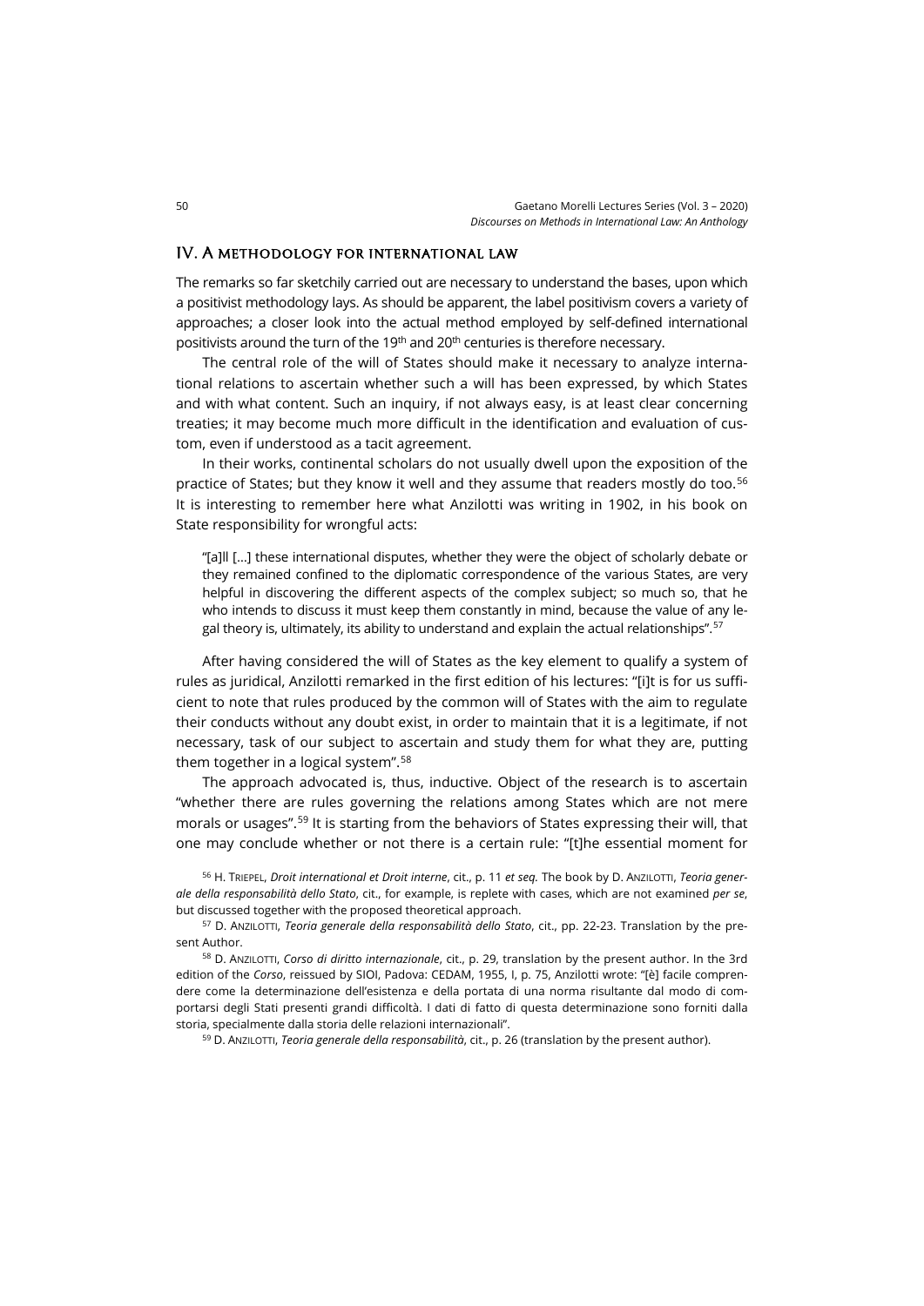## IV. A methodology for international law

The remarks so far sketchily carried out are necessary to understand the bases, upon which a positivist methodology lays. As should be apparent, the label positivism covers a variety of approaches; a closer look into the actual method employed by self-defined international positivists around the turn of the 19th and 20th centuries is therefore necessary.

The central role of the will of States should make it necessary to analyze international relations to ascertain whether such a will has been expressed, by which States and with what content. Such an inquiry, if not always easy, is at least clear concerning treaties; it may become much more difficult in the identification and evaluation of custom, even if understood as a tacit agreement.

In their works, continental scholars do not usually dwell upon the exposition of the practice of States; but they know it well and they assume that readers mostly do too.[56] It is interesting to remember here what Anzilotti was writing in 1902, in his book on State responsibility for wrongful acts:

> "[a]ll […] these international disputes, whether they were the object of scholarly debate or they remained confined to the diplomatic correspondence of the various States, are very helpful in discovering the different aspects of the complex subject; so much so, that he who intends to discuss it must keep them constantly in mind, because the value of any legal theory is, ultimately, its ability to understand and explain the actual relationships".[57]

After having considered the will of States as the key element to qualify a system of rules as juridical, Anzilotti remarked in the first edition of his lectures: "[i]t is for us sufficient to note that rules produced by the common will of States with the aim to regulate their conducts without any doubt exist, in order to maintain that it is a legitimate, if not necessary, task of our subject to ascertain and study them for what they are, putting them together in a logical system".[58]

The approach advocated is, thus, inductive. Object of the research is to ascertain "whether there are rules governing the relations among States which are not mere morals or usages".[59] It is starting from the behaviors of States expressing their will, that one may conclude whether or not there is a certain rule: "[t]he essential moment for

---

[56] H. Triepel, *Droit international et Droit interne*, cit., p. 11 *et seq.* The book by D. Anzilotti, *Teoria generale della responsabilità dello Stato*, cit., for example, is replete with cases, which are not examined *per se*, but discussed together with the proposed theoretical approach.

[57] D. Anzilotti, *Teoria generale della responsabilità dello Stato*, cit., pp. 22-23. Translation by the present Author.

[58] D. Anzilotti, *Corso di diritto internazionale*, cit., p. 29, translation by the present author. In the 3rd edition of the *Corso*, reissued by SIOI, Padova: CEDAM, 1955, I, p. 75, Anzilotti wrote: "[è] facile comprendere come la determinazione dell'esistenza e della portata di una norma risultante dal modo di comportarsi degli Stati presenti grandi difficoltà. I dati di fatto di questa determinazione sono forniti dalla storia, specialmente dalla storia delle relazioni internazionali".

[59] D. Anzilotti, *Teoria generale della responsabilità*, cit., p. 26 (translation by the present author).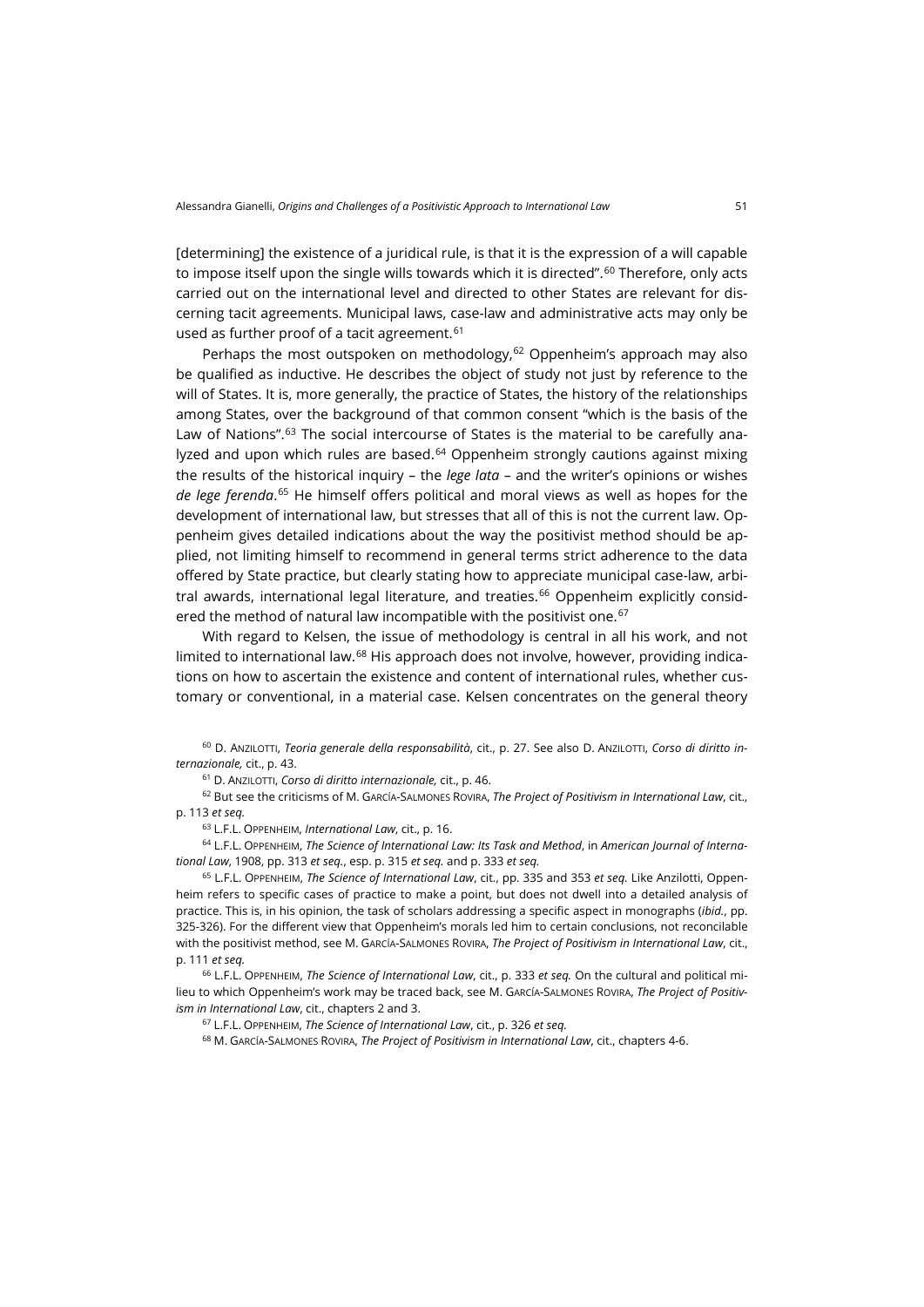[determining] the existence of a juridical rule, is that it is the expression of a will capable to impose itself upon the single wills towards which it is directed".[60] Therefore, only acts carried out on the international level and directed to other States are relevant for discerning tacit agreements. Municipal laws, case-law and administrative acts may only be used as further proof of a tacit agreement.[61]

Perhaps the most outspoken on methodology,[62] Oppenheim's approach may also be qualified as inductive. He describes the object of study not just by reference to the will of States. It is, more generally, the practice of States, the history of the relationships among States, over the background of that common consent "which is the basis of the Law of Nations".[63] The social intercourse of States is the material to be carefully analyzed and upon which rules are based.[64] Oppenheim strongly cautions against mixing the results of the historical inquiry – the *lege lata* – and the writer's opinions or wishes *de lege ferenda*.[65] He himself offers political and moral views as well as hopes for the development of international law, but stresses that all of this is not the current law. Oppenheim gives detailed indications about the way the positivist method should be applied, not limiting himself to recommend in general terms strict adherence to the data offered by State practice, but clearly stating how to appreciate municipal case-law, arbitral awards, international legal literature, and treaties.[66] Oppenheim explicitly considered the method of natural law incompatible with the positivist one.[67]

With regard to Kelsen, the issue of methodology is central in all his work, and not limited to international law.[68] His approach does not involve, however, providing indications on how to ascertain the existence and content of international rules, whether customary or conventional, in a material case. Kelsen concentrates on the general theory

[60] D. Anzilotti, *Teoria generale della responsabilità*, cit., p. 27. See also D. Anzilotti, *Corso di diritto internazionale,* cit., p. 43.

[61] D. Anzilotti, *Corso di diritto internazionale,* cit., p. 46.

[62] But see the criticisms of M. García-Salmones Rovira, *The Project of Positivism in International Law*, cit., p. 113 *et seq.*

[63] L.F.L. Oppenheim, *International Law*, cit., p. 16.

[64] L.F.L. Oppenheim, *The Science of International Law: Its Task and Method*, in *American Journal of International Law*, 1908, pp. 313 *et seq.*, esp. p. 315 *et seq.* and p. 333 *et seq.*

[65] L.F.L. Oppenheim, *The Science of International Law*, cit., pp. 335 and 353 *et seq.* Like Anzilotti, Oppenheim refers to specific cases of practice to make a point, but does not dwell into a detailed analysis of practice. This is, in his opinion, the task of scholars addressing a specific aspect in monographs (*ibid.*, pp. 325-326). For the different view that Oppenheim's morals led him to certain conclusions, not reconcilable with the positivist method, see M. García-Salmones Rovira, *The Project of Positivism in International Law*, cit., p. 111 *et seq.*

[66] L.F.L. Oppenheim, *The Science of International Law*, cit., p. 333 *et seq.* On the cultural and political milieu to which Oppenheim's work may be traced back, see M. García-Salmones Rovira, *The Project of Positivism in International Law*, cit., chapters 2 and 3.

[67] L.F.L. Oppenheim, *The Science of International Law*, cit., p. 326 *et seq.*

[68] M. García-Salmones Rovira, *The Project of Positivism in International Law*, cit., chapters 4-6.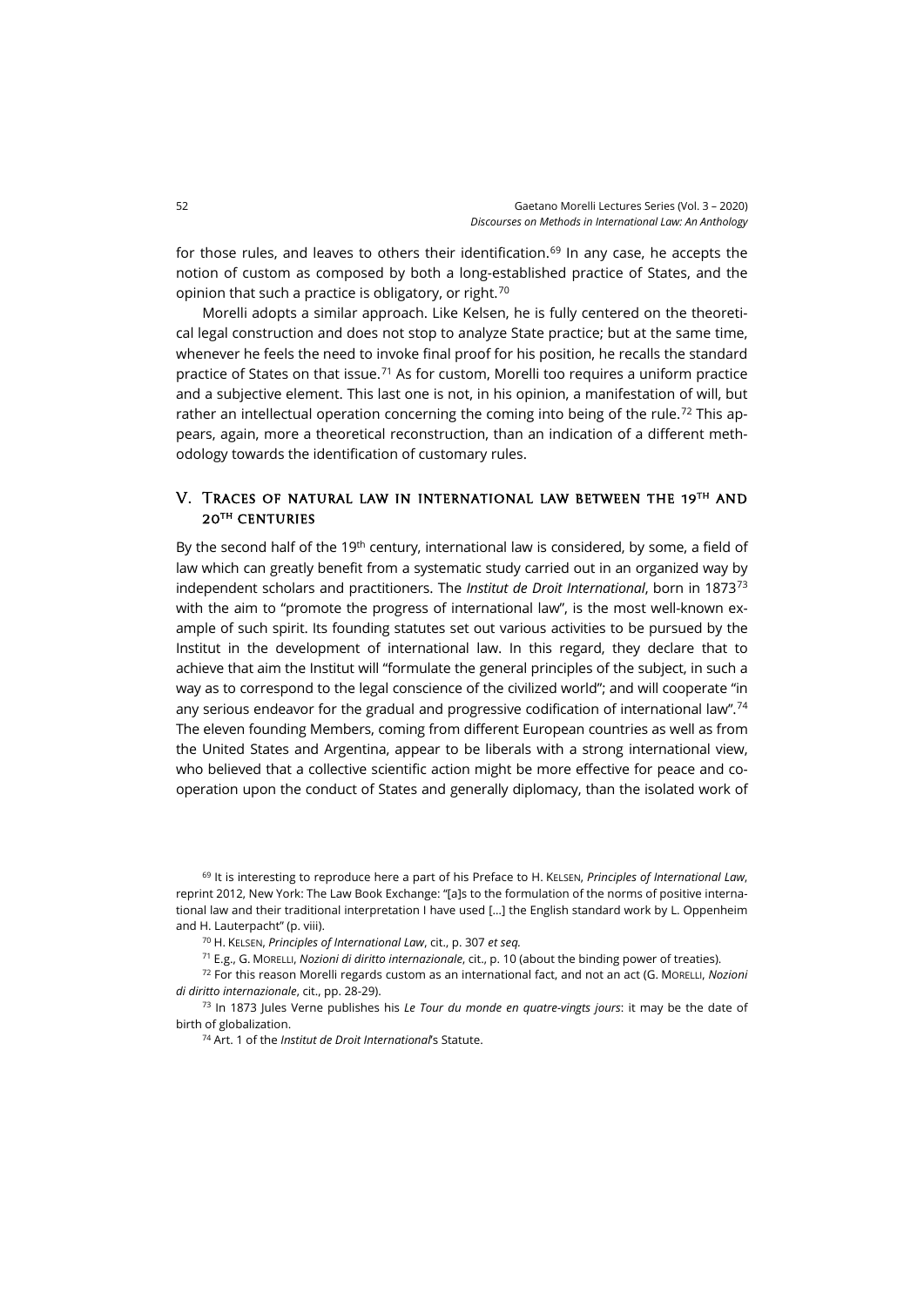for those rules, and leaves to others their identification.[69] In any case, he accepts the notion of custom as composed by both a long-established practice of States, and the opinion that such a practice is obligatory, or right.[70]

Morelli adopts a similar approach. Like Kelsen, he is fully centered on the theoretical legal construction and does not stop to analyze State practice; but at the same time, whenever he feels the need to invoke final proof for his position, he recalls the standard practice of States on that issue.[71] As for custom, Morelli too requires a uniform practice and a subjective element. This last one is not, in his opinion, a manifestation of will, but rather an intellectual operation concerning the coming into being of the rule.[72] This appears, again, more a theoretical reconstruction, than an indication of a different methodology towards the identification of customary rules.

## V. Traces of natural law in international law between the 19th and 20th centuries

By the second half of the 19th century, international law is considered, by some, a field of law which can greatly benefit from a systematic study carried out in an organized way by independent scholars and practitioners. The *Institut de Droit International*, born in 1873[73] with the aim to "promote the progress of international law", is the most well-known example of such spirit. Its founding statutes set out various activities to be pursued by the Institut in the development of international law. In this regard, they declare that to achieve that aim the Institut will "formulate the general principles of the subject, in such a way as to correspond to the legal conscience of the civilized world"; and will cooperate "in any serious endeavor for the gradual and progressive codification of international law".[74] The eleven founding Members, coming from different European countries as well as from the United States and Argentina, appear to be liberals with a strong international view, who believed that a collective scientific action might be more effective for peace and cooperation upon the conduct of States and generally diplomacy, than the isolated work of

---

[69] It is interesting to reproduce here a part of his Preface to H. Kelsen, *Principles of International Law*, reprint 2012, New York: The Law Book Exchange: "[a]s to the formulation of the norms of positive international law and their traditional interpretation I have used [...] the English standard work by L. Oppenheim and H. Lauterpacht" (p. viii).

[70] H. Kelsen, *Principles of International Law*, cit., p. 307 *et seq.*

[71] E.g., G. Morelli, *Nozioni di diritto internazionale*, cit., p. 10 (about the binding power of treaties).

[72] For this reason Morelli regards custom as an international fact, and not an act (G. Morelli, *Nozioni di diritto internazionale*, cit., pp. 28-29).

[73] In 1873 Jules Verne publishes his *Le Tour du monde en quatre-vingts jours*: it may be the date of birth of globalization.

[74] Art. 1 of the *Institut de Droit International*'s Statute.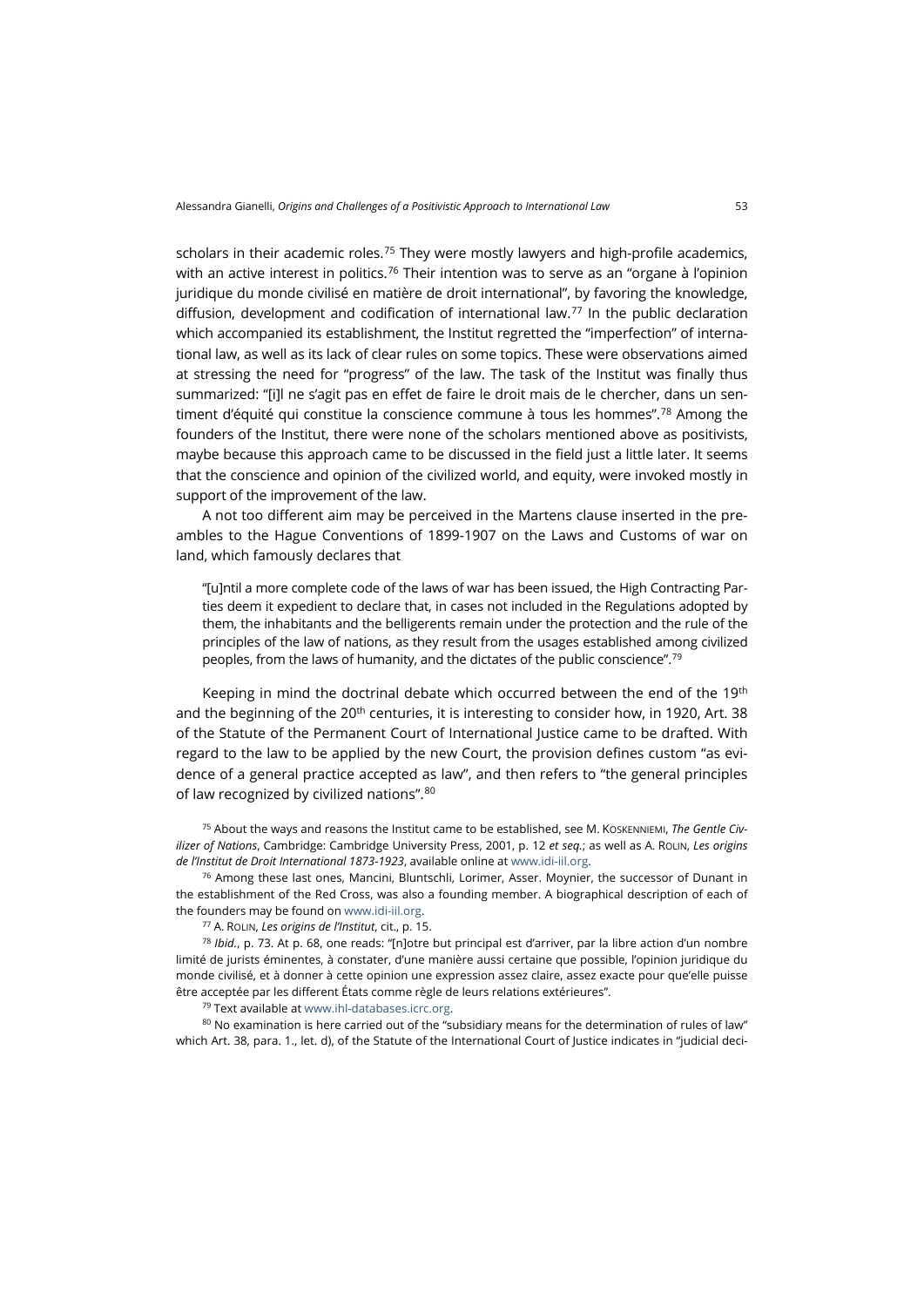scholars in their academic roles.[75] They were mostly lawyers and high-profile academics, with an active interest in politics.[76] Their intention was to serve as an "organe à l'opinion juridique du monde civilisé en matière de droit international", by favoring the knowledge, diffusion, development and codification of international law.[77] In the public declaration which accompanied its establishment, the Institut regretted the "imperfection" of international law, as well as its lack of clear rules on some topics. These were observations aimed at stressing the need for "progress" of the law. The task of the Institut was finally thus summarized: "[i]l ne s'agit pas en effet de faire le droit mais de le chercher, dans un sentiment d'équité qui constitue la conscience commune à tous les hommes".[78] Among the founders of the Institut, there were none of the scholars mentioned above as positivists, maybe because this approach came to be discussed in the field just a little later. It seems that the conscience and opinion of the civilized world, and equity, were invoked mostly in support of the improvement of the law.

A not too different aim may be perceived in the Martens clause inserted in the preambles to the Hague Conventions of 1899-1907 on the Laws and Customs of war on land, which famously declares that

> "[u]ntil a more complete code of the laws of war has been issued, the High Contracting Parties deem it expedient to declare that, in cases not included in the Regulations adopted by them, the inhabitants and the belligerents remain under the protection and the rule of the principles of the law of nations, as they result from the usages established among civilized peoples, from the laws of humanity, and the dictates of the public conscience".[79]

Keeping in mind the doctrinal debate which occurred between the end of the 19th and the beginning of the 20th centuries, it is interesting to consider how, in 1920, Art. 38 of the Statute of the Permanent Court of International Justice came to be drafted. With regard to the law to be applied by the new Court, the provision defines custom "as evidence of a general practice accepted as law", and then refers to "the general principles of law recognized by civilized nations".[80]

[75] About the ways and reasons the Institut came to be established, see M. Koskenniemi, *The Gentle Civilizer of Nations*, Cambridge: Cambridge University Press, 2001, p. 12 *et seq.*; as well as A. Rolin, *Les origins de l'Institut de Droit International 1873-1923*, available online at www.idi-iil.org.

[76] Among these last ones, Mancini, Bluntschli, Lorimer, Asser. Moynier, the successor of Dunant in the establishment of the Red Cross, was also a founding member. A biographical description of each of the founders may be found on www.idi-iil.org.

[77] A. Rolin, *Les origins de l'Institut*, cit., p. 15.

[78] *Ibid.*, p. 73. At p. 68, one reads: "[n]otre but principal est d'arriver, par la libre action d'un nombre limité de jurists éminentes, à constater, d'une manière aussi certaine que possible, l'opinion juridique du monde civilisé, et à donner à cette opinion une expression assez claire, assez exacte pour qu'elle puisse être acceptée par les different États comme règle de leurs relations extérieures".

[79] Text available at www.ihl-databases.icrc.org.

[80] No examination is here carried out of the "subsidiary means for the determination of rules of law" which Art. 38, para. 1., let. d), of the Statute of the International Court of Justice indicates in "judicial deci-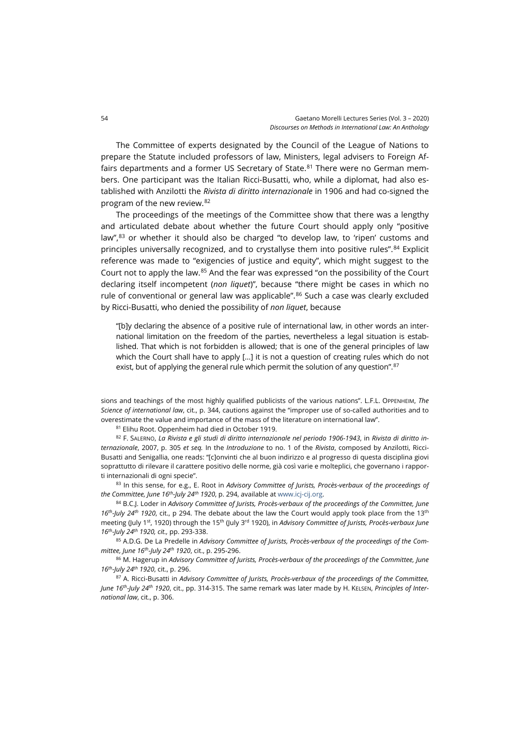The Committee of experts designated by the Council of the League of Nations to prepare the Statute included professors of law, Ministers, legal advisers to Foreign Affairs departments and a former US Secretary of State.[81] There were no German members. One participant was the Italian Ricci-Busatti, who, while a diplomat, had also established with Anzilotti the *Rivista di diritto internazionale* in 1906 and had co-signed the program of the new review.[82]

The proceedings of the meetings of the Committee show that there was a lengthy and articulated debate about whether the future Court should apply only "positive law",[83] or whether it should also be charged "to develop law, to 'ripen' customs and principles universally recognized, and to crystallyse them into positive rules".[84] Explicit reference was made to "exigencies of justice and equity", which might suggest to the Court not to apply the law.[85] And the fear was expressed "on the possibility of the Court declaring itself incompetent (*non liquet*)", because "there might be cases in which no rule of conventional or general law was applicable".[86] Such a case was clearly excluded by Ricci-Busatti, who denied the possibility of *non liquet*, because

> "[b]y declaring the absence of a positive rule of international law, in other words an international limitation on the freedom of the parties, nevertheless a legal situation is established. That which is not forbidden is allowed; that is one of the general principles of law which the Court shall have to apply [...] it is not a question of creating rules which do not exist, but of applying the general rule which permit the solution of any question".[87]

---

sions and teachings of the most highly qualified publicists of the various nations". L.F.L. Oppenheim, *The Science of international law*, cit., p. 344, cautions against the "improper use of so-called authorities and to overestimate the value and importance of the mass of the literature on international law".

[81] Elihu Root. Oppenheim had died in October 1919.

[82] F. Salerno, *La Rivista e gli studi di diritto internazionale nel periodo 1906-1943*, in *Rivista di diritto internazionale*, 2007, p. 305 *et seq.* In the *Introduzione* to no. 1 of the *Rivista*, composed by Anzilotti, Ricci-Busatti and Senigallia, one reads: "[c]onvinti che al buon indirizzo e al progresso di questa disciplina giovi soprattutto di rilevare il carattere positivo delle norme, già così varie e molteplici, che governano i rapporti internazionali di ogni specie".

[83] In this sense, for e.g., E. Root in *Advisory Committee of Jurists, Procès-verbaux of the proceedings of the Committee, June 16th-July 24th 1920*, p. 294, available at www.icj-cij.org.

[84] B.C.J. Loder in *Advisory Committee of Jurists, Procès-verbaux of the proceedings of the Committee, June 16th-July 24th 1920*, cit., p 294. The debate about the law the Court would apply took place from the 13th meeting (July 1st, 1920) through the 15th (July 3rd 1920), in *Advisory Committee of Jurists, Procès-verbaux June 16th-July 24th 1920, cit.,* pp. 293-338.

[85] A.D.G. De La Predelle in *Advisory Committee of Jurists, Procès-verbaux of the proceedings of the Committee, June 16th-July 24th 1920*, cit., p. 295-296.

[86] M. Hagerup in *Advisory Committee of Jurists, Procès-verbaux of the proceedings of the Committee, June 16th-July 24th 1920*, cit., p. 296.

[87] A. Ricci-Busatti in *Advisory Committee of Jurists, Procès-verbaux of the proceedings of the Committee, June 16th-July 24th 1920*, cit., pp. 314-315. The same remark was later made by H. Kelsen, *Principles of International law*, cit., p. 306.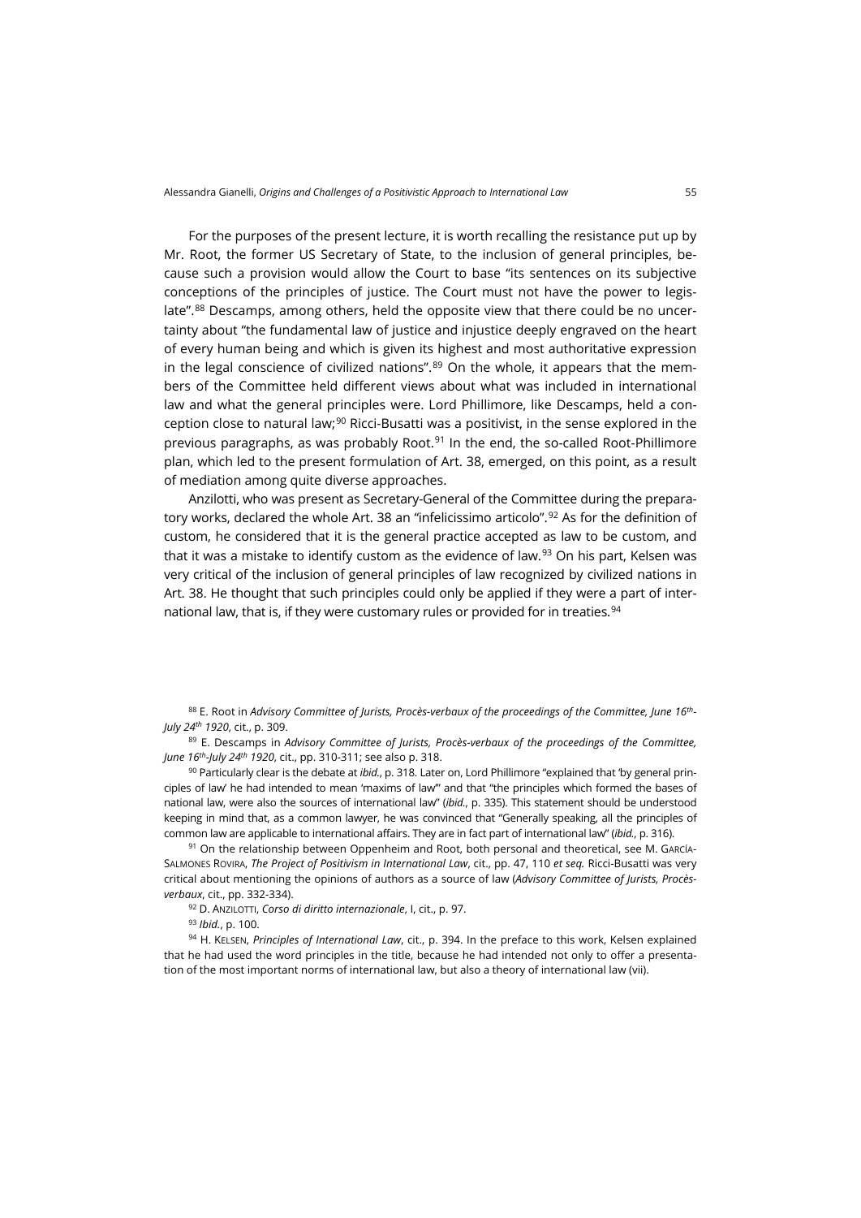For the purposes of the present lecture, it is worth recalling the resistance put up by Mr. Root, the former US Secretary of State, to the inclusion of general principles, because such a provision would allow the Court to base "its sentences on its subjective conceptions of the principles of justice. The Court must not have the power to legislate".[88] Descamps, among others, held the opposite view that there could be no uncertainty about "the fundamental law of justice and injustice deeply engraved on the heart of every human being and which is given its highest and most authoritative expression in the legal conscience of civilized nations".[89] On the whole, it appears that the members of the Committee held different views about what was included in international law and what the general principles were. Lord Phillimore, like Descamps, held a conception close to natural law;[90] Ricci-Busatti was a positivist, in the sense explored in the previous paragraphs, as was probably Root.[91] In the end, the so-called Root-Phillimore plan, which led to the present formulation of Art. 38, emerged, on this point, as a result of mediation among quite diverse approaches.

Anzilotti, who was present as Secretary-General of the Committee during the preparatory works, declared the whole Art. 38 an "infelicissimo articolo".[92] As for the definition of custom, he considered that it is the general practice accepted as law to be custom, and that it was a mistake to identify custom as the evidence of law.[93] On his part, Kelsen was very critical of the inclusion of general principles of law recognized by civilized nations in Art. 38. He thought that such principles could only be applied if they were a part of international law, that is, if they were customary rules or provided for in treaties.[94]

---

[88] E. Root in *Advisory Committee of Jurists, Procès-verbaux of the proceedings of the Committee, June 16th-July 24th 1920*, cit., p. 309.

[89] E. Descamps in *Advisory Committee of Jurists, Procès-verbaux of the proceedings of the Committee, June 16th-July 24th 1920*, cit., pp. 310-311; see also p. 318.

[90] Particularly clear is the debate at *ibid.*, p. 318. Later on, Lord Phillimore "explained that 'by general principles of law' he had intended to mean 'maxims of law'" and that "the principles which formed the bases of national law, were also the sources of international law" (*ibid.*, p. 335). This statement should be understood keeping in mind that, as a common lawyer, he was convinced that "Generally speaking, all the principles of common law are applicable to international affairs. They are in fact part of international law" (*ibid.*, p. 316).

[91] On the relationship between Oppenheim and Root, both personal and theoretical, see M. García-Salmones Rovira, *The Project of Positivism in International Law*, cit., pp. 47, 110 *et seq.* Ricci-Busatti was very critical about mentioning the opinions of authors as a source of law (*Advisory Committee of Jurists, Procès-verbaux*, cit., pp. 332-334).

[92] D. Anzilotti, *Corso di diritto internazionale*, I, cit., p. 97.

[93] *Ibid.*, p. 100.

[94] H. Kelsen, *Principles of International Law*, cit., p. 394. In the preface to this work, Kelsen explained that he had used the word principles in the title, because he had intended not only to offer a presentation of the most important norms of international law, but also a theory of international law (vii).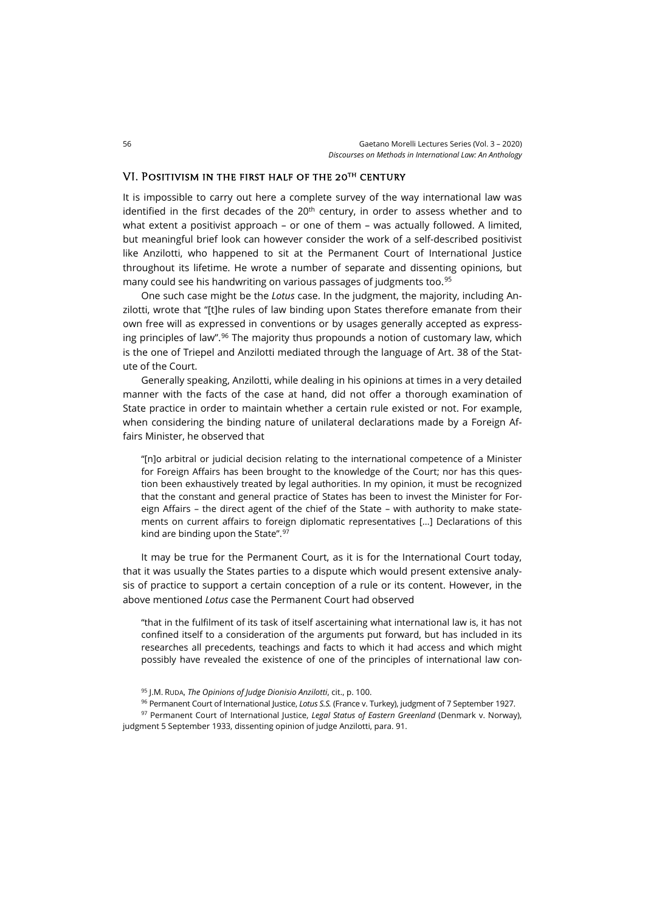## VI. Positivism in the first half of the 20th century

It is impossible to carry out here a complete survey of the way international law was identified in the first decades of the 20th century, in order to assess whether and to what extent a positivist approach – or one of them – was actually followed. A limited, but meaningful brief look can however consider the work of a self-described positivist like Anzilotti, who happened to sit at the Permanent Court of International Justice throughout its lifetime. He wrote a number of separate and dissenting opinions, but many could see his handwriting on various passages of judgments too.[95]

One such case might be the *Lotus* case. In the judgment, the majority, including Anzilotti, wrote that "[t]he rules of law binding upon States therefore emanate from their own free will as expressed in conventions or by usages generally accepted as expressing principles of law".[96] The majority thus propounds a notion of customary law, which is the one of Triepel and Anzilotti mediated through the language of Art. 38 of the Statute of the Court.

Generally speaking, Anzilotti, while dealing in his opinions at times in a very detailed manner with the facts of the case at hand, did not offer a thorough examination of State practice in order to maintain whether a certain rule existed or not. For example, when considering the binding nature of unilateral declarations made by a Foreign Affairs Minister, he observed that

> "[n]o arbitral or judicial decision relating to the international competence of a Minister for Foreign Affairs has been brought to the knowledge of the Court; nor has this question been exhaustively treated by legal authorities. In my opinion, it must be recognized that the constant and general practice of States has been to invest the Minister for Foreign Affairs – the direct agent of the chief of the State – with authority to make statements on current affairs to foreign diplomatic representatives [...] Declarations of this kind are binding upon the State".[97]

It may be true for the Permanent Court, as it is for the International Court today, that it was usually the States parties to a dispute which would present extensive analysis of practice to support a certain conception of a rule or its content. However, in the above mentioned *Lotus* case the Permanent Court had observed

> "that in the fulfilment of its task of itself ascertaining what international law is, it has not confined itself to a consideration of the arguments put forward, but has included in its researches all precedents, teachings and facts to which it had access and which might possibly have revealed the existence of one of the principles of international law con-

[95] J.M. Ruda, *The Opinions of Judge Dionisio Anzilotti*, cit., p. 100.

[96] Permanent Court of International Justice, *Lotus S.S.* (France v. Turkey), judgment of 7 September 1927.

[97] Permanent Court of International Justice, *Legal Status of Eastern Greenland* (Denmark v. Norway), judgment 5 September 1933, dissenting opinion of judge Anzilotti, para. 91.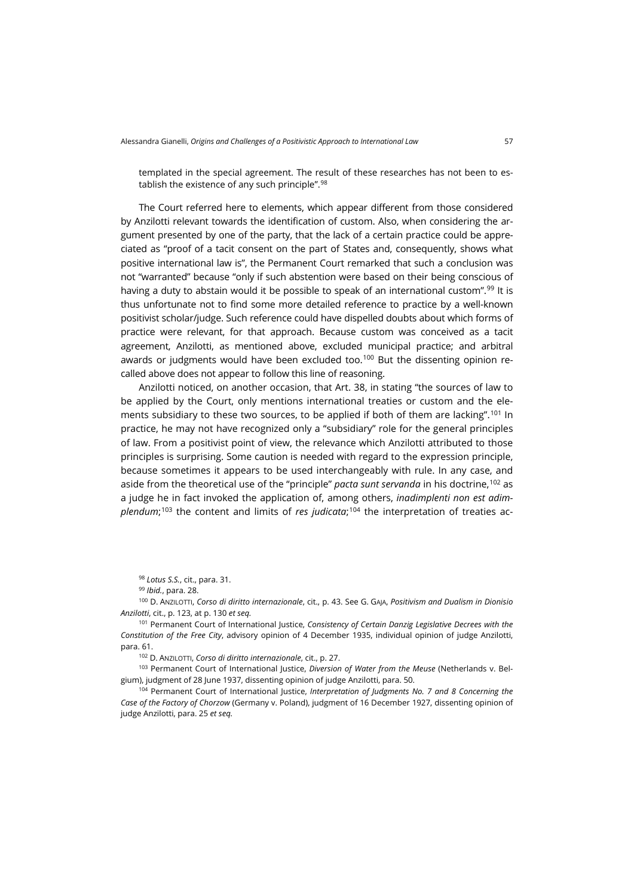templated in the special agreement. The result of these researches has not been to establish the existence of any such principle".[98]

The Court referred here to elements, which appear different from those considered by Anzilotti relevant towards the identification of custom. Also, when considering the argument presented by one of the party, that the lack of a certain practice could be appreciated as "proof of a tacit consent on the part of States and, consequently, shows what positive international law is", the Permanent Court remarked that such a conclusion was not "warranted" because "only if such abstention were based on their being conscious of having a duty to abstain would it be possible to speak of an international custom".[99] It is thus unfortunate not to find some more detailed reference to practice by a well-known positivist scholar/judge. Such reference could have dispelled doubts about which forms of practice were relevant, for that approach. Because custom was conceived as a tacit agreement, Anzilotti, as mentioned above, excluded municipal practice; and arbitral awards or judgments would have been excluded too.[100] But the dissenting opinion recalled above does not appear to follow this line of reasoning.

Anzilotti noticed, on another occasion, that Art. 38, in stating "the sources of law to be applied by the Court, only mentions international treaties or custom and the elements subsidiary to these two sources, to be applied if both of them are lacking".[101] In practice, he may not have recognized only a "subsidiary" role for the general principles of law. From a positivist point of view, the relevance which Anzilotti attributed to those principles is surprising. Some caution is needed with regard to the expression principle, because sometimes it appears to be used interchangeably with rule. In any case, and aside from the theoretical use of the "principle" *pacta sunt servanda* in his doctrine,[102] as a judge he in fact invoked the application of, among others, *inadimplenti non est adimplendum*;[103] the content and limits of *res judicata*;[104] the interpretation of treaties ac-

[98] *Lotus S.S.*, cit., para. 31.

[99] *Ibid.*, para. 28.

[100] D. Anzilotti, *Corso di diritto internazionale*, cit., p. 43. See G. Gaja, *Positivism and Dualism in Dionisio Anzilotti*, cit., p. 123, at p. 130 *et seq.*

[101] Permanent Court of International Justice, *Consistency of Certain Danzig Legislative Decrees with the Constitution of the Free City*, advisory opinion of 4 December 1935, individual opinion of judge Anzilotti, para. 61.

[102] D. Anzilotti, *Corso di diritto internazionale*, cit., p. 27.

[103] Permanent Court of International Justice, *Diversion of Water from the Meuse* (Netherlands v. Belgium), judgment of 28 June 1937, dissenting opinion of judge Anzilotti, para. 50.

[104] Permanent Court of International Justice, *Interpretation of Judgments No. 7 and 8 Concerning the Case of the Factory of Chorzow* (Germany v. Poland), judgment of 16 December 1927, dissenting opinion of judge Anzilotti, para. 25 *et seq.*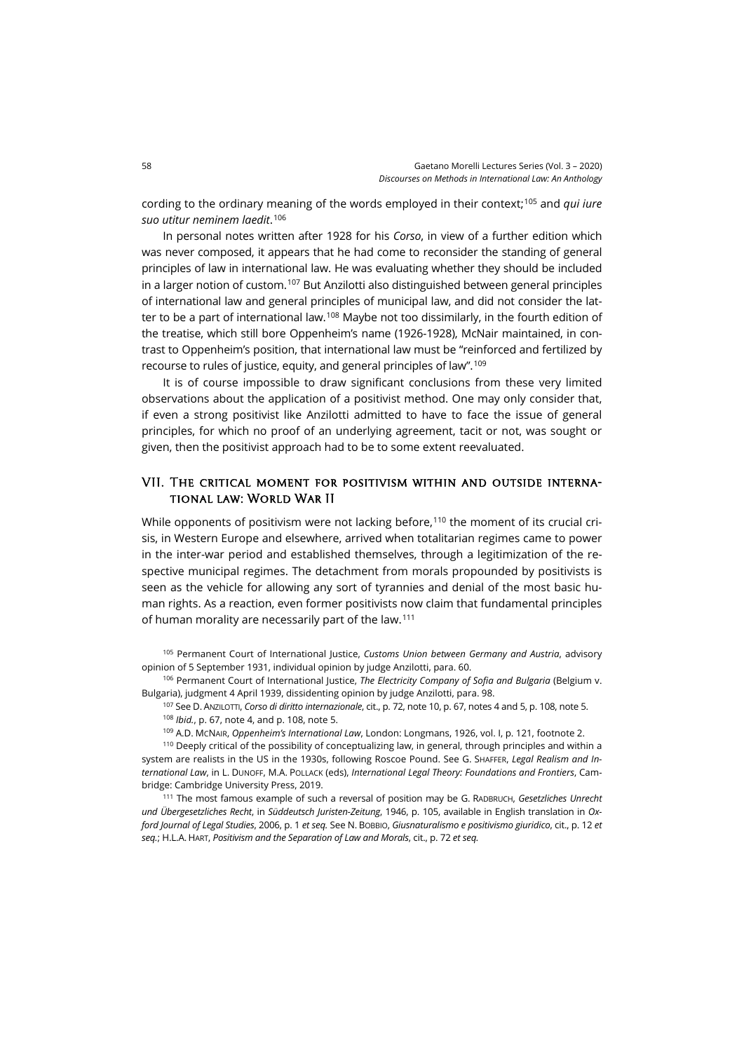cording to the ordinary meaning of the words employed in their context;[105] and *qui iure suo utitur neminem laedit*.[106]

In personal notes written after 1928 for his *Corso*, in view of a further edition which was never composed, it appears that he had come to reconsider the standing of general principles of law in international law. He was evaluating whether they should be included in a larger notion of custom.[107] But Anzilotti also distinguished between general principles of international law and general principles of municipal law, and did not consider the latter to be a part of international law.[108] Maybe not too dissimilarly, in the fourth edition of the treatise, which still bore Oppenheim's name (1926-1928), McNair maintained, in contrast to Oppenheim's position, that international law must be "reinforced and fertilized by recourse to rules of justice, equity, and general principles of law".[109]

It is of course impossible to draw significant conclusions from these very limited observations about the application of a positivist method. One may only consider that, if even a strong positivist like Anzilotti admitted to have to face the issue of general principles, for which no proof of an underlying agreement, tacit or not, was sought or given, then the positivist approach had to be to some extent reevaluated.

## VII. The critical moment for positivism within and outside international law: World War II

While opponents of positivism were not lacking before,[110] the moment of its crucial crisis, in Western Europe and elsewhere, arrived when totalitarian regimes came to power in the inter-war period and established themselves, through a legitimization of the respective municipal regimes. The detachment from morals propounded by positivists is seen as the vehicle for allowing any sort of tyrannies and denial of the most basic human rights. As a reaction, even former positivists now claim that fundamental principles of human morality are necessarily part of the law.[111]

[105] Permanent Court of International Justice, *Customs Union between Germany and Austria*, advisory opinion of 5 September 1931, individual opinion by judge Anzilotti, para. 60.

[106] Permanent Court of International Justice, *The Electricity Company of Sofia and Bulgaria* (Belgium v. Bulgaria), judgment 4 April 1939, dissidenting opinion by judge Anzilotti, para. 98.

[107] See D. Anzilotti, *Corso di diritto internazionale*, cit., p. 72, note 10, p. 67, notes 4 and 5, p. 108, note 5.

[108] *Ibid.*, p. 67, note 4, and p. 108, note 5.

[109] A.D. McNair, *Oppenheim's International Law*, London: Longmans, 1926, vol. I, p. 121, footnote 2.

[110] Deeply critical of the possibility of conceptualizing law, in general, through principles and within a system are realists in the US in the 1930s, following Roscoe Pound. See G. Shaffer, *Legal Realism and International Law*, in L. Dunoff, M.A. Pollack (eds), *International Legal Theory: Foundations and Frontiers*, Cambridge: Cambridge University Press, 2019.

[111] The most famous example of such a reversal of position may be G. Radbruch, *Gesetzliches Unrecht und Übergesetzliches Recht*, in *Süddeutsch Juristen-Zeitung*, 1946, p. 105, available in English translation in *Oxford Journal of Legal Studies*, 2006, p. 1 *et seq.* See N. Bobbio, *Giusnaturalismo e positivismo giuridico*, cit., p. 12 *et seq.*; H.L.A. Hart, *Positivism and the Separation of Law and Morals*, cit., p. 72 *et seq.*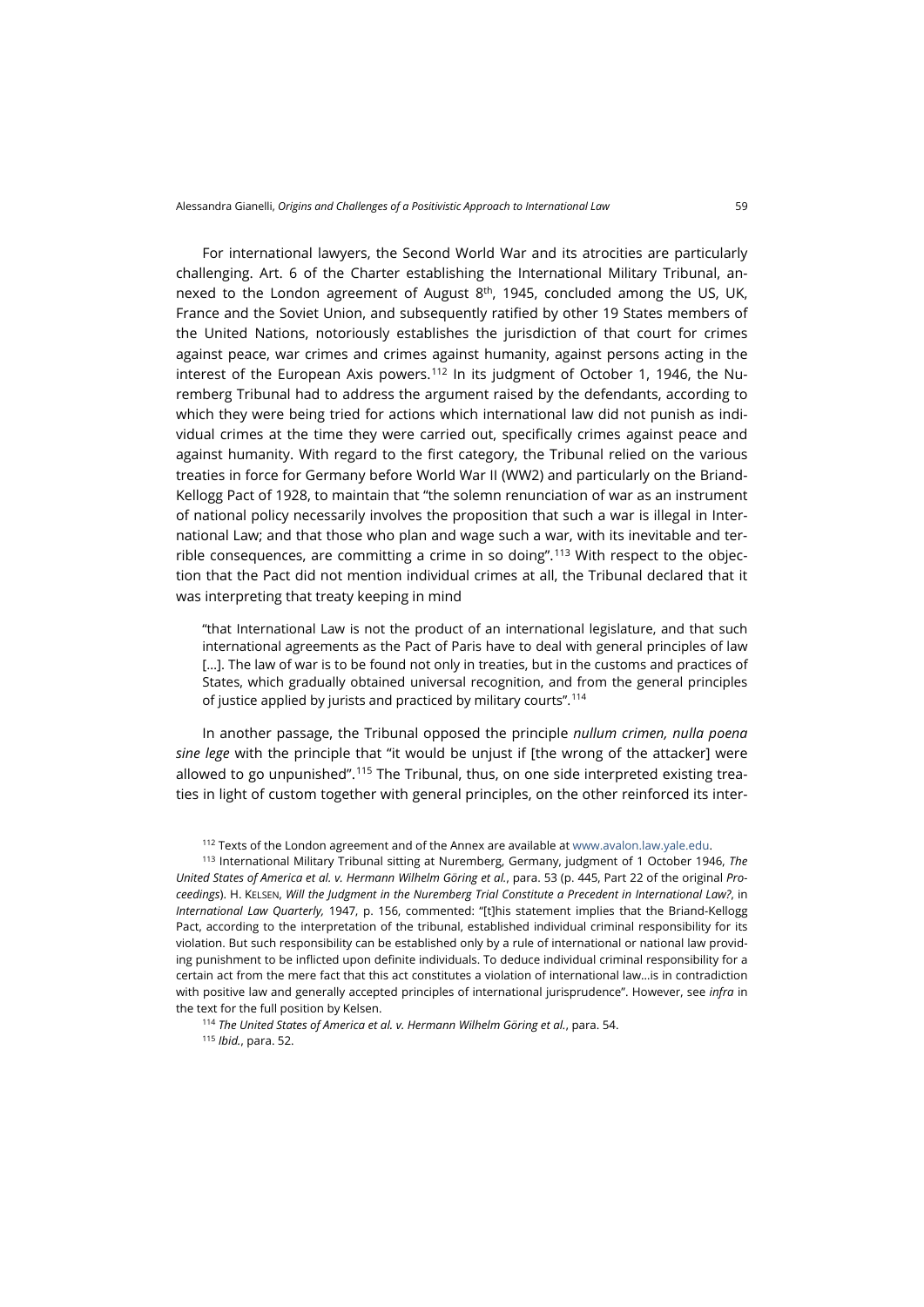For international lawyers, the Second World War and its atrocities are particularly challenging. Art. 6 of the Charter establishing the International Military Tribunal, annexed to the London agreement of August 8th, 1945, concluded among the US, UK, France and the Soviet Union, and subsequently ratified by other 19 States members of the United Nations, notoriously establishes the jurisdiction of that court for crimes against peace, war crimes and crimes against humanity, against persons acting in the interest of the European Axis powers.[112] In its judgment of October 1, 1946, the Nuremberg Tribunal had to address the argument raised by the defendants, according to which they were being tried for actions which international law did not punish as individual crimes at the time they were carried out, specifically crimes against peace and against humanity. With regard to the first category, the Tribunal relied on the various treaties in force for Germany before World War II (WW2) and particularly on the Briand-Kellogg Pact of 1928, to maintain that "the solemn renunciation of war as an instrument of national policy necessarily involves the proposition that such a war is illegal in International Law; and that those who plan and wage such a war, with its inevitable and terrible consequences, are committing a crime in so doing".[113] With respect to the objection that the Pact did not mention individual crimes at all, the Tribunal declared that it was interpreting that treaty keeping in mind

> "that International Law is not the product of an international legislature, and that such international agreements as the Pact of Paris have to deal with general principles of law [...]. The law of war is to be found not only in treaties, but in the customs and practices of States, which gradually obtained universal recognition, and from the general principles of justice applied by jurists and practiced by military courts".[114]

In another passage, the Tribunal opposed the principle *nullum crimen, nulla poena sine lege* with the principle that "it would be unjust if [the wrong of the attacker] were allowed to go unpunished".[115] The Tribunal, thus, on one side interpreted existing treaties in light of custom together with general principles, on the other reinforced its inter-

[112] Texts of the London agreement and of the Annex are available at www.avalon.law.yale.edu.

[113] International Military Tribunal sitting at Nuremberg, Germany, judgment of 1 October 1946, *The United States of America et al. v. Hermann Wilhelm Göring et al.*, para. 53 (p. 445, Part 22 of the original *Proceedings*). H. KELSEN, *Will the Judgment in the Nuremberg Trial Constitute a Precedent in International Law?*, in *International Law Quarterly,* 1947, p. 156, commented: "[t]his statement implies that the Briand-Kellogg Pact, according to the interpretation of the tribunal, established individual criminal responsibility for its violation. But such responsibility can be established only by a rule of international or national law providing punishment to be inflicted upon definite individuals. To deduce individual criminal responsibility for a certain act from the mere fact that this act constitutes a violation of international law...is in contradiction with positive law and generally accepted principles of international jurisprudence". However, see *infra* in the text for the full position by Kelsen.

[114] *The United States of America et al. v. Hermann Wilhelm Göring et al.*, para. 54.

[115] *Ibid.*, para. 52.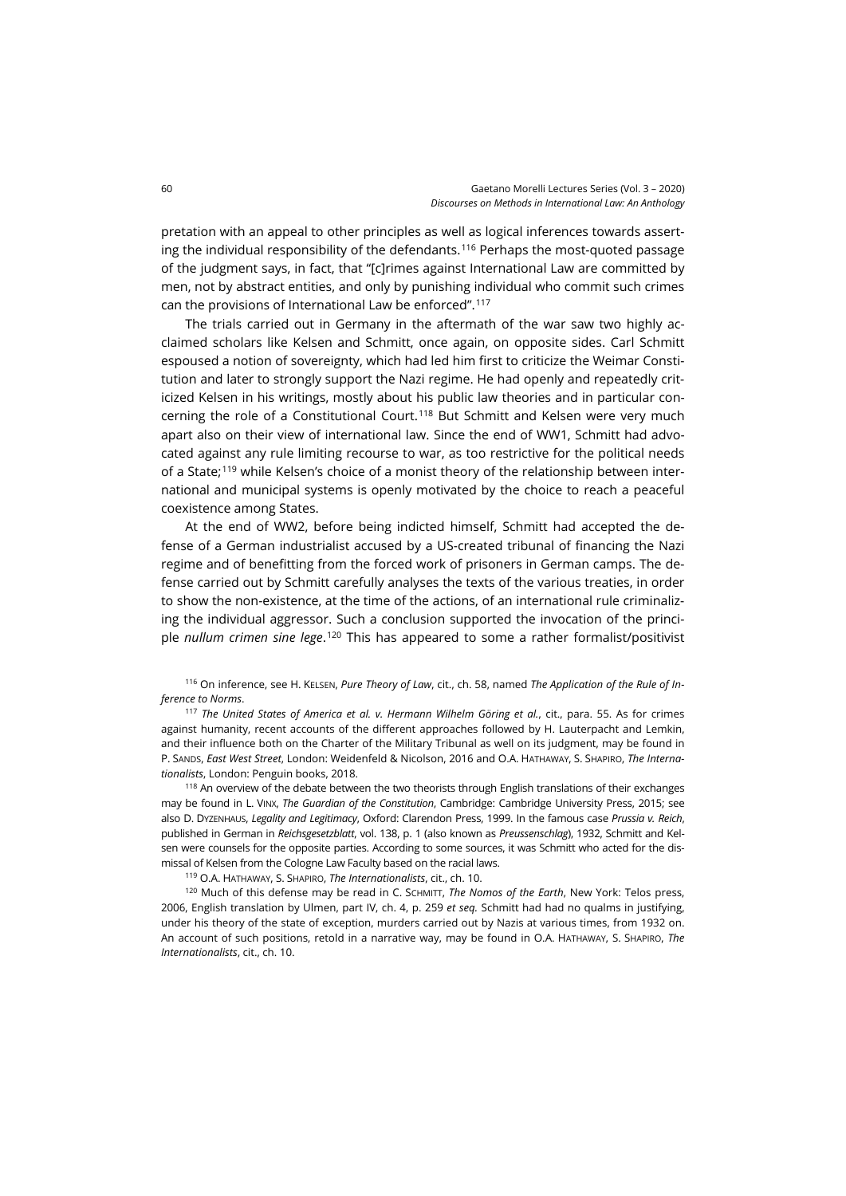pretation with an appeal to other principles as well as logical inferences towards asserting the individual responsibility of the defendants.[116] Perhaps the most-quoted passage of the judgment says, in fact, that "[c]rimes against International Law are committed by men, not by abstract entities, and only by punishing individual who commit such crimes can the provisions of International Law be enforced".[117]

The trials carried out in Germany in the aftermath of the war saw two highly acclaimed scholars like Kelsen and Schmitt, once again, on opposite sides. Carl Schmitt espoused a notion of sovereignty, which had led him first to criticize the Weimar Constitution and later to strongly support the Nazi regime. He had openly and repeatedly criticized Kelsen in his writings, mostly about his public law theories and in particular concerning the role of a Constitutional Court.[118] But Schmitt and Kelsen were very much apart also on their view of international law. Since the end of WW1, Schmitt had advocated against any rule limiting recourse to war, as too restrictive for the political needs of a State;[119] while Kelsen's choice of a monist theory of the relationship between international and municipal systems is openly motivated by the choice to reach a peaceful coexistence among States.

At the end of WW2, before being indicted himself, Schmitt had accepted the defense of a German industrialist accused by a US-created tribunal of financing the Nazi regime and of benefitting from the forced work of prisoners in German camps. The defense carried out by Schmitt carefully analyses the texts of the various treaties, in order to show the non-existence, at the time of the actions, of an international rule criminalizing the individual aggressor. Such a conclusion supported the invocation of the principle *nullum crimen sine lege*.[120] This has appeared to some a rather formalist/positivist

[116] On inference, see H. KELSEN, *Pure Theory of Law*, cit., ch. 58, named *The Application of the Rule of Inference to Norms*.

[117] *The United States of America et al. v. Hermann Wilhelm Göring et al.*, cit., para. 55. As for crimes against humanity, recent accounts of the different approaches followed by H. Lauterpacht and Lemkin, and their influence both on the Charter of the Military Tribunal as well on its judgment, may be found in P. SANDS, *East West Street*, London: Weidenfeld & Nicolson, 2016 and O.A. HATHAWAY, S. SHAPIRO, *The Internationalists*, London: Penguin books, 2018.

[118] An overview of the debate between the two theorists through English translations of their exchanges may be found in L. VINX, *The Guardian of the Constitution*, Cambridge: Cambridge University Press, 2015; see also D. DYZENHAUS, *Legality and Legitimacy*, Oxford: Clarendon Press, 1999. In the famous case *Prussia v. Reich*, published in German in *Reichsgesetzblatt*, vol. 138, p. 1 (also known as *Preussenschlag*), 1932, Schmitt and Kelsen were counsels for the opposite parties. According to some sources, it was Schmitt who acted for the dismissal of Kelsen from the Cologne Law Faculty based on the racial laws.

[119] O.A. HATHAWAY, S. SHAPIRO, *The Internationalists*, cit., ch. 10.

[120] Much of this defense may be read in C. SCHMITT, *The Nomos of the Earth*, New York: Telos press, 2006, English translation by Ulmen, part IV, ch. 4, p. 259 *et seq.* Schmitt had had no qualms in justifying, under his theory of the state of exception, murders carried out by Nazis at various times, from 1932 on. An account of such positions, retold in a narrative way, may be found in O.A. HATHAWAY, S. SHAPIRO, *The Internationalists*, cit., ch. 10.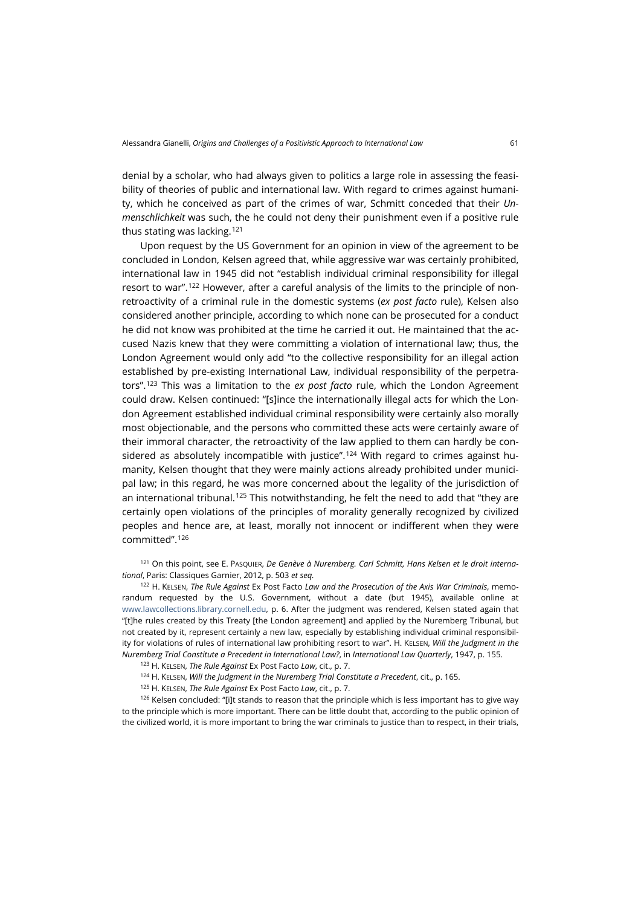denial by a scholar, who had always given to politics a large role in assessing the feasibility of theories of public and international law. With regard to crimes against humanity, which he conceived as part of the crimes of war, Schmitt conceded that their *Unmenschlichkeit* was such, the he could not deny their punishment even if a positive rule thus stating was lacking.[121]

Upon request by the US Government for an opinion in view of the agreement to be concluded in London, Kelsen agreed that, while aggressive war was certainly prohibited, international law in 1945 did not "establish individual criminal responsibility for illegal resort to war".[122] However, after a careful analysis of the limits to the principle of non-retroactivity of a criminal rule in the domestic systems (*ex post facto* rule), Kelsen also considered another principle, according to which none can be prosecuted for a conduct he did not know was prohibited at the time he carried it out. He maintained that the accused Nazis knew that they were committing a violation of international law; thus, the London Agreement would only add "to the collective responsibility for an illegal action established by pre-existing International Law, individual responsibility of the perpetrators".[123] This was a limitation to the *ex post facto* rule, which the London Agreement could draw. Kelsen continued: "[s]ince the internationally illegal acts for which the London Agreement established individual criminal responsibility were certainly also morally most objectionable, and the persons who committed these acts were certainly aware of their immoral character, the retroactivity of the law applied to them can hardly be considered as absolutely incompatible with justice".[124] With regard to crimes against humanity, Kelsen thought that they were mainly actions already prohibited under municipal law; in this regard, he was more concerned about the legality of the jurisdiction of an international tribunal.[125] This notwithstanding, he felt the need to add that "they are certainly open violations of the principles of morality generally recognized by civilized peoples and hence are, at least, morally not innocent or indifferent when they were committed".[126]

[121] On this point, see E. Pasquier, *De Genève à Nuremberg. Carl Schmitt, Hans Kelsen et le droit international*, Paris: Classiques Garnier, 2012, p. 503 *et seq.*

[122] H. Kelsen, *The Rule Against* Ex Post Facto *Law and the Prosecution of the Axis War Criminals*, memorandum requested by the U.S. Government, without a date (but 1945), available online at www.lawcollections.library.cornell.edu, p. 6. After the judgment was rendered, Kelsen stated again that "[t]he rules created by this Treaty [the London agreement] and applied by the Nuremberg Tribunal, but not created by it, represent certainly a new law, especially by establishing individual criminal responsibility for violations of rules of international law prohibiting resort to war". H. Kelsen, *Will the Judgment in the Nuremberg Trial Constitute a Precedent in International Law?*, in *International Law Quarterly*, 1947, p. 155.

[123] H. Kelsen, *The Rule Against* Ex Post Facto *Law*, cit., p. 7.

[124] H. Kelsen, *Will the Judgment in the Nuremberg Trial Constitute a Precedent*, cit., p. 165.

[125] H. Kelsen, *The Rule Against* Ex Post Facto *Law*, cit., p. 7.

[126] Kelsen concluded: "[i]t stands to reason that the principle which is less important has to give way to the principle which is more important. There can be little doubt that, according to the public opinion of the civilized world, it is more important to bring the war criminals to justice than to respect, in their trials,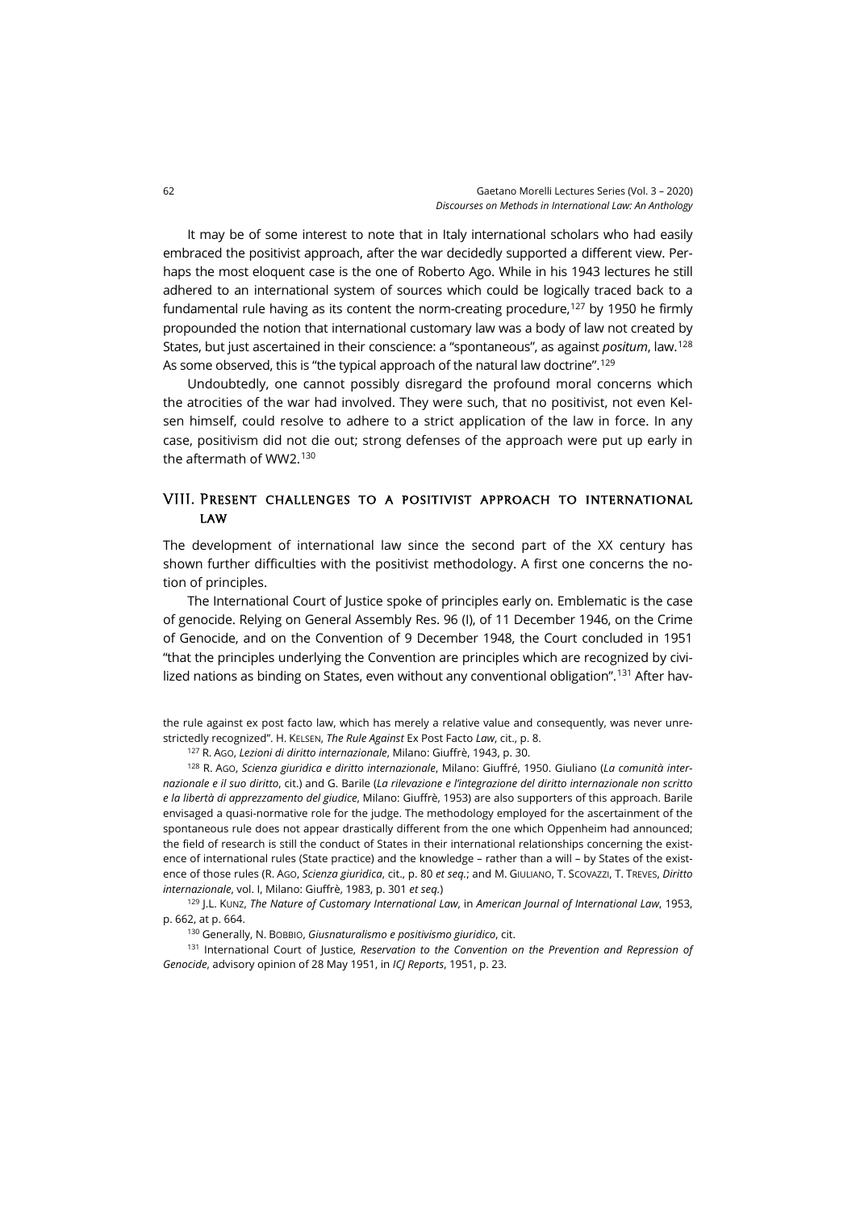It may be of some interest to note that in Italy international scholars who had easily embraced the positivist approach, after the war decidedly supported a different view. Perhaps the most eloquent case is the one of Roberto Ago. While in his 1943 lectures he still adhered to an international system of sources which could be logically traced back to a fundamental rule having as its content the norm-creating procedure,[127] by 1950 he firmly propounded the notion that international customary law was a body of law not created by States, but just ascertained in their conscience: a "spontaneous", as against *positum*, law.[128] As some observed, this is "the typical approach of the natural law doctrine".[129]

Undoubtedly, one cannot possibly disregard the profound moral concerns which the atrocities of the war had involved. They were such, that no positivist, not even Kelsen himself, could resolve to adhere to a strict application of the law in force. In any case, positivism did not die out; strong defenses of the approach were put up early in the aftermath of WW2.[130]

## VIII. Present challenges to a positivist approach to international law

The development of international law since the second part of the XX century has shown further difficulties with the positivist methodology. A first one concerns the notion of principles.

The International Court of Justice spoke of principles early on. Emblematic is the case of genocide. Relying on General Assembly Res. 96 (I), of 11 December 1946, on the Crime of Genocide, and on the Convention of 9 December 1948, the Court concluded in 1951 "that the principles underlying the Convention are principles which are recognized by civilized nations as binding on States, even without any conventional obligation".[131] After hav-

---

the rule against ex post facto law, which has merely a relative value and consequently, was never unrestrictedly recognized". H. Kelsen, *The Rule Against* Ex Post Facto *Law*, cit., p. 8.

[127] R. Ago, *Lezioni di diritto internazionale*, Milano: Giuffrè, 1943, p. 30.

[128] R. Ago, *Scienza giuridica e diritto internazionale*, Milano: Giuffré, 1950. Giuliano (*La comunità internazionale e il suo diritto*, cit.) and G. Barile (*La rilevazione e l'integrazione del diritto internazionale non scritto e la libertà di apprezzamento del giudice*, Milano: Giuffrè, 1953) are also supporters of this approach. Barile envisaged a quasi-normative role for the judge. The methodology employed for the ascertainment of the spontaneous rule does not appear drastically different from the one which Oppenheim had announced; the field of research is still the conduct of States in their international relationships concerning the existence of international rules (State practice) and the knowledge – rather than a will – by States of the existence of those rules (R. Ago, *Scienza giuridica*, cit., p. 80 *et seq.*; and M. Giuliano, T. Scovazzi, T. Treves, *Diritto internazionale*, vol. I, Milano: Giuffrè, 1983, p. 301 *et seq.*)

[129] J.L. Kunz, *The Nature of Customary International Law*, in *American Journal of International Law*, 1953, p. 662, at p. 664.

[130] Generally, N. Bobbio, *Giusnaturalismo e positivismo giuridico*, cit.

[131] International Court of Justice, *Reservation to the Convention on the Prevention and Repression of Genocide*, advisory opinion of 28 May 1951, in *ICJ Reports*, 1951, p. 23.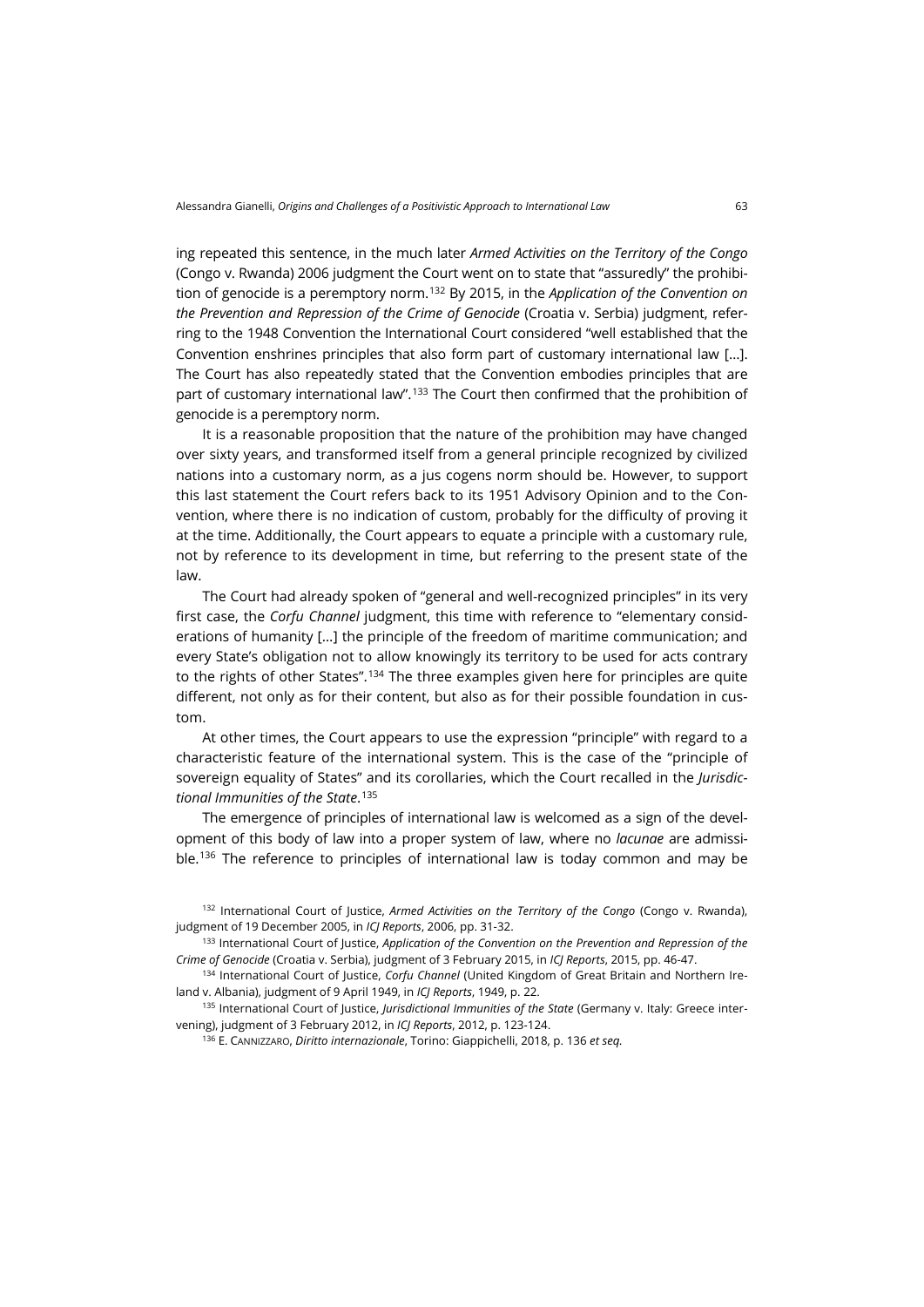ing repeated this sentence, in the much later *Armed Activities on the Territory of the Congo* (Congo v. Rwanda) 2006 judgment the Court went on to state that "assuredly" the prohibition of genocide is a peremptory norm.[132] By 2015, in the *Application of the Convention on the Prevention and Repression of the Crime of Genocide* (Croatia v. Serbia) judgment, referring to the 1948 Convention the International Court considered "well established that the Convention enshrines principles that also form part of customary international law […]. The Court has also repeatedly stated that the Convention embodies principles that are part of customary international law".[133] The Court then confirmed that the prohibition of genocide is a peremptory norm.

It is a reasonable proposition that the nature of the prohibition may have changed over sixty years, and transformed itself from a general principle recognized by civilized nations into a customary norm, as a jus cogens norm should be. However, to support this last statement the Court refers back to its 1951 Advisory Opinion and to the Convention, where there is no indication of custom, probably for the difficulty of proving it at the time. Additionally, the Court appears to equate a principle with a customary rule, not by reference to its development in time, but referring to the present state of the law.

The Court had already spoken of "general and well-recognized principles" in its very first case, the *Corfu Channel* judgment, this time with reference to "elementary considerations of humanity […] the principle of the freedom of maritime communication; and every State's obligation not to allow knowingly its territory to be used for acts contrary to the rights of other States".[134] The three examples given here for principles are quite different, not only as for their content, but also as for their possible foundation in custom.

At other times, the Court appears to use the expression "principle" with regard to a characteristic feature of the international system. This is the case of the "principle of sovereign equality of States" and its corollaries, which the Court recalled in the *Jurisdictional Immunities of the State*.[135]

The emergence of principles of international law is welcomed as a sign of the development of this body of law into a proper system of law, where no *lacunae* are admissible.[136] The reference to principles of international law is today common and may be

[132] International Court of Justice, *Armed Activities on the Territory of the Congo* (Congo v. Rwanda), judgment of 19 December 2005, in *ICJ Reports*, 2006, pp. 31-32.

[133] International Court of Justice, *Application of the Convention on the Prevention and Repression of the Crime of Genocide* (Croatia v. Serbia), judgment of 3 February 2015, in *ICJ Reports*, 2015, pp. 46-47.

[134] International Court of Justice, *Corfu Channel* (United Kingdom of Great Britain and Northern Ireland v. Albania), judgment of 9 April 1949, in *ICJ Reports*, 1949, p. 22.

[135] International Court of Justice, *Jurisdictional Immunities of the State* (Germany v. Italy: Greece intervening), judgment of 3 February 2012, in *ICJ Reports*, 2012, p. 123-124.

[136] E. Cannizzaro, *Diritto internazionale*, Torino: Giappichelli, 2018, p. 136 *et seq.*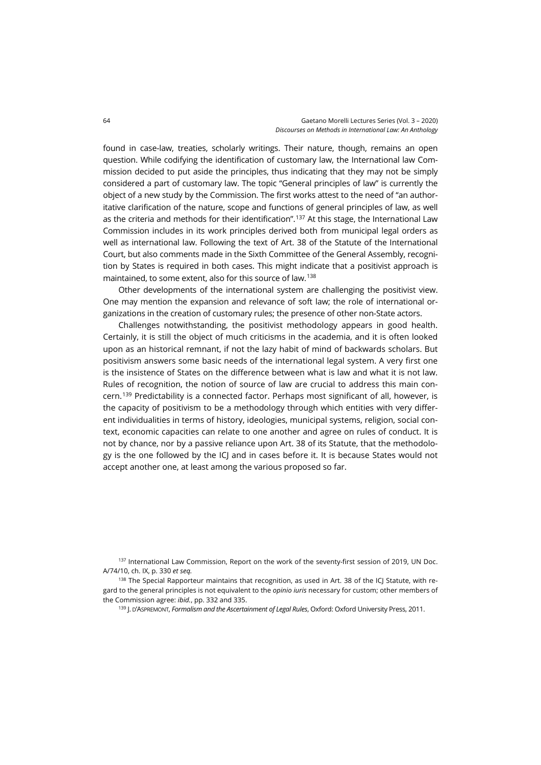found in case-law, treaties, scholarly writings. Their nature, though, remains an open question. While codifying the identification of customary law, the International law Commission decided to put aside the principles, thus indicating that they may not be simply considered a part of customary law. The topic "General principles of law" is currently the object of a new study by the Commission. The first works attest to the need of "an authoritative clarification of the nature, scope and functions of general principles of law, as well as the criteria and methods for their identification".[137] At this stage, the International Law Commission includes in its work principles derived both from municipal legal orders as well as international law. Following the text of Art. 38 of the Statute of the International Court, but also comments made in the Sixth Committee of the General Assembly, recognition by States is required in both cases. This might indicate that a positivist approach is maintained, to some extent, also for this source of law.[138]

Other developments of the international system are challenging the positivist view. One may mention the expansion and relevance of soft law; the role of international organizations in the creation of customary rules; the presence of other non-State actors.

Challenges notwithstanding, the positivist methodology appears in good health. Certainly, it is still the object of much criticisms in the academia, and it is often looked upon as an historical remnant, if not the lazy habit of mind of backwards scholars. But positivism answers some basic needs of the international legal system. A very first one is the insistence of States on the difference between what is law and what it is not law. Rules of recognition, the notion of source of law are crucial to address this main concern.[139] Predictability is a connected factor. Perhaps most significant of all, however, is the capacity of positivism to be a methodology through which entities with very different individualities in terms of history, ideologies, municipal systems, religion, social context, economic capacities can relate to one another and agree on rules of conduct. It is not by chance, nor by a passive reliance upon Art. 38 of its Statute, that the methodology is the one followed by the ICJ and in cases before it. It is because States would not accept another one, at least among the various proposed so far.

---

[137] International Law Commission, Report on the work of the seventy-first session of 2019, UN Doc. A/74/10, ch. IX, p. 330 *et seq.*

[138] The Special Rapporteur maintains that recognition, as used in Art. 38 of the ICJ Statute, with regard to the general principles is not equivalent to the *opinio iuris* necessary for custom; other members of the Commission agree: *ibid.*, pp. 332 and 335.

[139] J. D'ASPREMONT, *Formalism and the Ascertainment of Legal Rules*, Oxford: Oxford University Press, 2011.